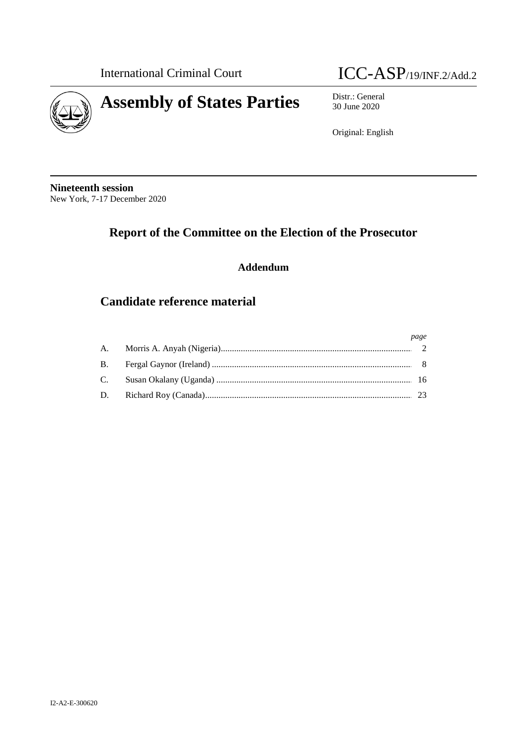International Criminal Court

ICC-ASP/19/INF.2/Add.2

# Assembly of States Parties

Distr.: General
30 June 2020

Original: English

**Nineteenth session**
New York, 7-17 December 2020

## Report of the Committee on the Election of the Prosecutor

### Addendum

## Candidate reference material

| | | *page* |
|---|---|---|
| A. | Morris A. Anyah (Nigeria) | 2 |
| B. | Fergal Gaynor (Ireland) | 8 |
| C. | Susan Okalany (Uganda) | 16 |
| D. | Richard Roy (Canada) | 23 |

I2-A2-E-300620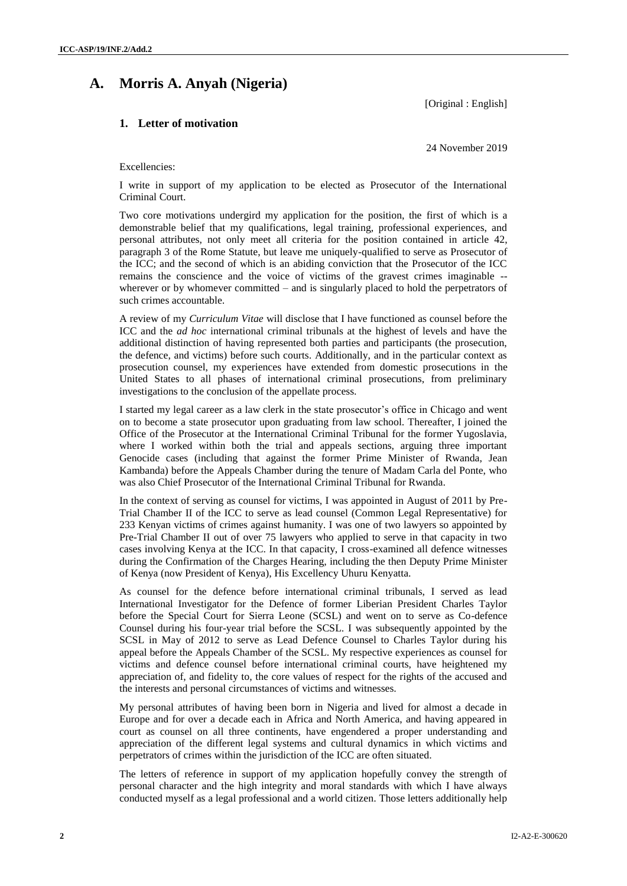# A. Morris A. Anyah (Nigeria)

[Original : English]

## 1. Letter of motivation

24 November 2019

Excellencies:

I write in support of my application to be elected as Prosecutor of the International Criminal Court.

Two core motivations undergird my application for the position, the first of which is a demonstrable belief that my qualifications, legal training, professional experiences, and personal attributes, not only meet all criteria for the position contained in article 42, paragraph 3 of the Rome Statute, but leave me uniquely-qualified to serve as Prosecutor of the ICC; and the second of which is an abiding conviction that the Prosecutor of the ICC remains the conscience and the voice of victims of the gravest crimes imaginable -- wherever or by whomever committed – and is singularly placed to hold the perpetrators of such crimes accountable.

A review of my *Curriculum Vitae* will disclose that I have functioned as counsel before the ICC and the *ad hoc* international criminal tribunals at the highest of levels and have the additional distinction of having represented both parties and participants (the prosecution, the defence, and victims) before such courts. Additionally, and in the particular context as prosecution counsel, my experiences have extended from domestic prosecutions in the United States to all phases of international criminal prosecutions, from preliminary investigations to the conclusion of the appellate process.

I started my legal career as a law clerk in the state prosecutor's office in Chicago and went on to become a state prosecutor upon graduating from law school. Thereafter, I joined the Office of the Prosecutor at the International Criminal Tribunal for the former Yugoslavia, where I worked within both the trial and appeals sections, arguing three important Genocide cases (including that against the former Prime Minister of Rwanda, Jean Kambanda) before the Appeals Chamber during the tenure of Madam Carla del Ponte, who was also Chief Prosecutor of the International Criminal Tribunal for Rwanda.

In the context of serving as counsel for victims, I was appointed in August of 2011 by Pre-Trial Chamber II of the ICC to serve as lead counsel (Common Legal Representative) for 233 Kenyan victims of crimes against humanity. I was one of two lawyers so appointed by Pre-Trial Chamber II out of over 75 lawyers who applied to serve in that capacity in two cases involving Kenya at the ICC. In that capacity, I cross-examined all defence witnesses during the Confirmation of the Charges Hearing, including the then Deputy Prime Minister of Kenya (now President of Kenya), His Excellency Uhuru Kenyatta.

As counsel for the defence before international criminal tribunals, I served as lead International Investigator for the Defence of former Liberian President Charles Taylor before the Special Court for Sierra Leone (SCSL) and went on to serve as Co-defence Counsel during his four-year trial before the SCSL. I was subsequently appointed by the SCSL in May of 2012 to serve as Lead Defence Counsel to Charles Taylor during his appeal before the Appeals Chamber of the SCSL. My respective experiences as counsel for victims and defence counsel before international criminal courts, have heightened my appreciation of, and fidelity to, the core values of respect for the rights of the accused and the interests and personal circumstances of victims and witnesses.

My personal attributes of having been born in Nigeria and lived for almost a decade in Europe and for over a decade each in Africa and North America, and having appeared in court as counsel on all three continents, have engendered a proper understanding and appreciation of the different legal systems and cultural dynamics in which victims and perpetrators of crimes within the jurisdiction of the ICC are often situated.

The letters of reference in support of my application hopefully convey the strength of personal character and the high integrity and moral standards with which I have always conducted myself as a legal professional and a world citizen. Those letters additionally help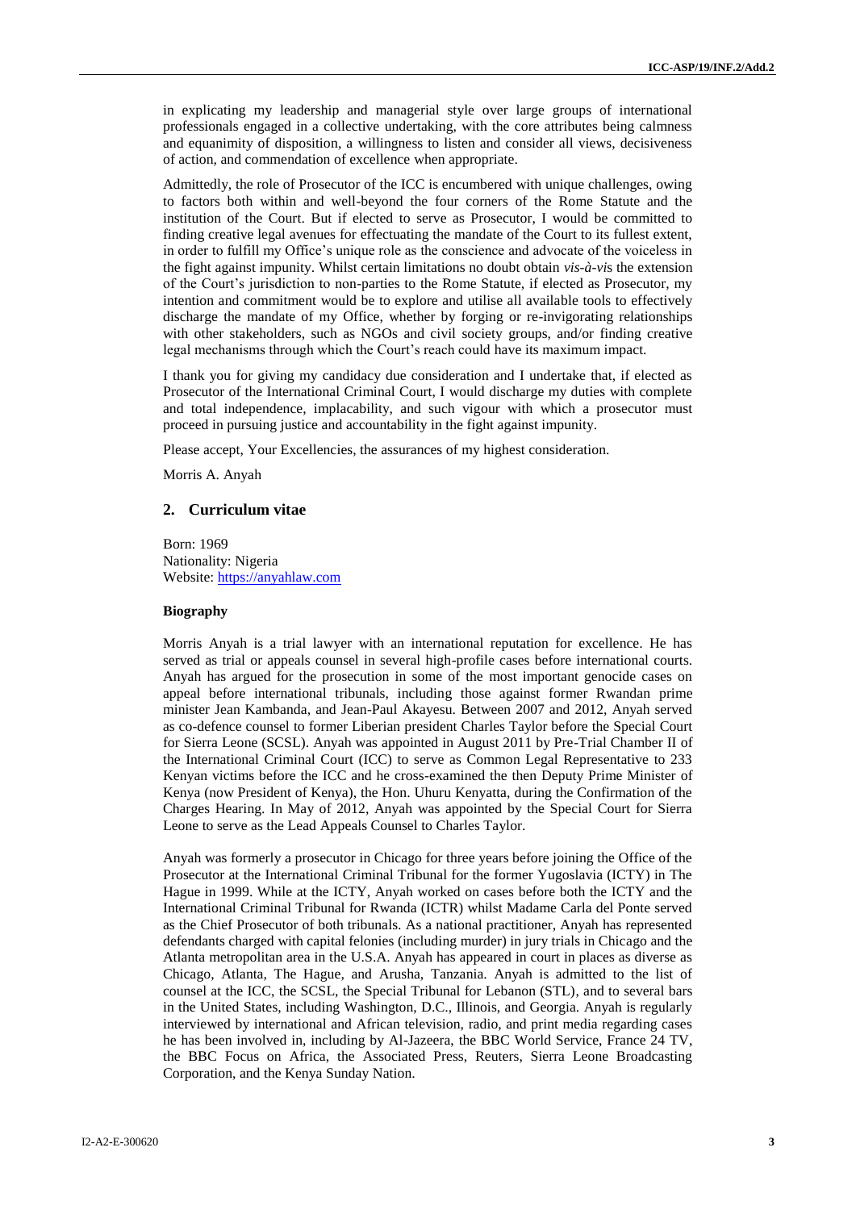in explicating my leadership and managerial style over large groups of international professionals engaged in a collective undertaking, with the core attributes being calmness and equanimity of disposition, a willingness to listen and consider all views, decisiveness of action, and commendation of excellence when appropriate.

Admittedly, the role of Prosecutor of the ICC is encumbered with unique challenges, owing to factors both within and well-beyond the four corners of the Rome Statute and the institution of the Court. But if elected to serve as Prosecutor, I would be committed to finding creative legal avenues for effectuating the mandate of the Court to its fullest extent, in order to fulfill my Office's unique role as the conscience and advocate of the voiceless in the fight against impunity. Whilst certain limitations no doubt obtain *vis-à-vis* the extension of the Court's jurisdiction to non-parties to the Rome Statute, if elected as Prosecutor, my intention and commitment would be to explore and utilise all available tools to effectively discharge the mandate of my Office, whether by forging or re-invigorating relationships with other stakeholders, such as NGOs and civil society groups, and/or finding creative legal mechanisms through which the Court's reach could have its maximum impact.

I thank you for giving my candidacy due consideration and I undertake that, if elected as Prosecutor of the International Criminal Court, I would discharge my duties with complete and total independence, implacability, and such vigour with which a prosecutor must proceed in pursuing justice and accountability in the fight against impunity.

Please accept, Your Excellencies, the assurances of my highest consideration.

Morris A. Anyah

## 2. Curriculum vitae

Born: 1969
Nationality: Nigeria
Website: https://anyahlaw.com

### Biography

Morris Anyah is a trial lawyer with an international reputation for excellence. He has served as trial or appeals counsel in several high-profile cases before international courts. Anyah has argued for the prosecution in some of the most important genocide cases on appeal before international tribunals, including those against former Rwandan prime minister Jean Kambanda, and Jean-Paul Akayesu. Between 2007 and 2012, Anyah served as co-defence counsel to former Liberian president Charles Taylor before the Special Court for Sierra Leone (SCSL). Anyah was appointed in August 2011 by Pre-Trial Chamber II of the International Criminal Court (ICC) to serve as Common Legal Representative to 233 Kenyan victims before the ICC and he cross-examined the then Deputy Prime Minister of Kenya (now President of Kenya), the Hon. Uhuru Kenyatta, during the Confirmation of the Charges Hearing. In May of 2012, Anyah was appointed by the Special Court for Sierra Leone to serve as the Lead Appeals Counsel to Charles Taylor.

Anyah was formerly a prosecutor in Chicago for three years before joining the Office of the Prosecutor at the International Criminal Tribunal for the former Yugoslavia (ICTY) in The Hague in 1999. While at the ICTY, Anyah worked on cases before both the ICTY and the International Criminal Tribunal for Rwanda (ICTR) whilst Madame Carla del Ponte served as the Chief Prosecutor of both tribunals. As a national practitioner, Anyah has represented defendants charged with capital felonies (including murder) in jury trials in Chicago and the Atlanta metropolitan area in the U.S.A. Anyah has appeared in court in places as diverse as Chicago, Atlanta, The Hague, and Arusha, Tanzania. Anyah is admitted to the list of counsel at the ICC, the SCSL, the Special Tribunal for Lebanon (STL), and to several bars in the United States, including Washington, D.C., Illinois, and Georgia. Anyah is regularly interviewed by international and African television, radio, and print media regarding cases he has been involved in, including by Al-Jazeera, the BBC World Service, France 24 TV, the BBC Focus on Africa, the Associated Press, Reuters, Sierra Leone Broadcasting Corporation, and the Kenya Sunday Nation.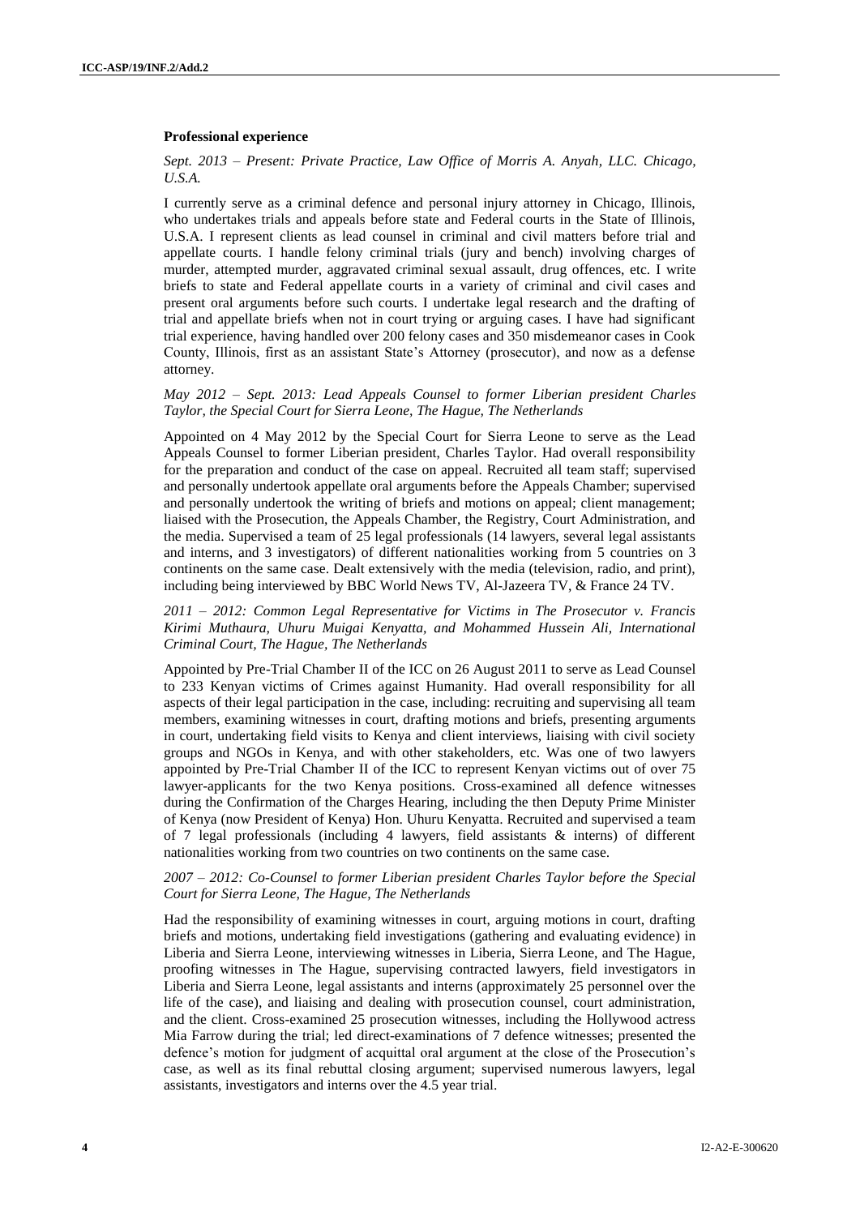**Professional experience**

*Sept. 2013 – Present: Private Practice, Law Office of Morris A. Anyah, LLC. Chicago, U.S.A.*

I currently serve as a criminal defence and personal injury attorney in Chicago, Illinois, who undertakes trials and appeals before state and Federal courts in the State of Illinois, U.S.A. I represent clients as lead counsel in criminal and civil matters before trial and appellate courts. I handle felony criminal trials (jury and bench) involving charges of murder, attempted murder, aggravated criminal sexual assault, drug offences, etc. I write briefs to state and Federal appellate courts in a variety of criminal and civil cases and present oral arguments before such courts. I undertake legal research and the drafting of trial and appellate briefs when not in court trying or arguing cases. I have had significant trial experience, having handled over 200 felony cases and 350 misdemeanor cases in Cook County, Illinois, first as an assistant State's Attorney (prosecutor), and now as a defense attorney.

*May 2012 – Sept. 2013: Lead Appeals Counsel to former Liberian president Charles Taylor, the Special Court for Sierra Leone, The Hague, The Netherlands*

Appointed on 4 May 2012 by the Special Court for Sierra Leone to serve as the Lead Appeals Counsel to former Liberian president, Charles Taylor. Had overall responsibility for the preparation and conduct of the case on appeal. Recruited all team staff; supervised and personally undertook appellate oral arguments before the Appeals Chamber; supervised and personally undertook the writing of briefs and motions on appeal; client management; liaised with the Prosecution, the Appeals Chamber, the Registry, Court Administration, and the media. Supervised a team of 25 legal professionals (14 lawyers, several legal assistants and interns, and 3 investigators) of different nationalities working from 5 countries on 3 continents on the same case. Dealt extensively with the media (television, radio, and print), including being interviewed by BBC World News TV, Al-Jazeera TV, & France 24 TV.

*2011 – 2012: Common Legal Representative for Victims in The Prosecutor v. Francis Kirimi Muthaura, Uhuru Muigai Kenyatta, and Mohammed Hussein Ali, International Criminal Court, The Hague, The Netherlands*

Appointed by Pre-Trial Chamber II of the ICC on 26 August 2011 to serve as Lead Counsel to 233 Kenyan victims of Crimes against Humanity. Had overall responsibility for all aspects of their legal participation in the case, including: recruiting and supervising all team members, examining witnesses in court, drafting motions and briefs, presenting arguments in court, undertaking field visits to Kenya and client interviews, liaising with civil society groups and NGOs in Kenya, and with other stakeholders, etc. Was one of two lawyers appointed by Pre-Trial Chamber II of the ICC to represent Kenyan victims out of over 75 lawyer-applicants for the two Kenya positions. Cross-examined all defence witnesses during the Confirmation of the Charges Hearing, including the then Deputy Prime Minister of Kenya (now President of Kenya) Hon. Uhuru Kenyatta. Recruited and supervised a team of 7 legal professionals (including 4 lawyers, field assistants & interns) of different nationalities working from two countries on two continents on the same case.

*2007 – 2012: Co-Counsel to former Liberian president Charles Taylor before the Special Court for Sierra Leone, The Hague, The Netherlands*

Had the responsibility of examining witnesses in court, arguing motions in court, drafting briefs and motions, undertaking field investigations (gathering and evaluating evidence) in Liberia and Sierra Leone, interviewing witnesses in Liberia, Sierra Leone, and The Hague, proofing witnesses in The Hague, supervising contracted lawyers, field investigators in Liberia and Sierra Leone, legal assistants and interns (approximately 25 personnel over the life of the case), and liaising and dealing with prosecution counsel, court administration, and the client. Cross-examined 25 prosecution witnesses, including the Hollywood actress Mia Farrow during the trial; led direct-examinations of 7 defence witnesses; presented the defence's motion for judgment of acquittal oral argument at the close of the Prosecution's case, as well as its final rebuttal closing argument; supervised numerous lawyers, legal assistants, investigators and interns over the 4.5 year trial.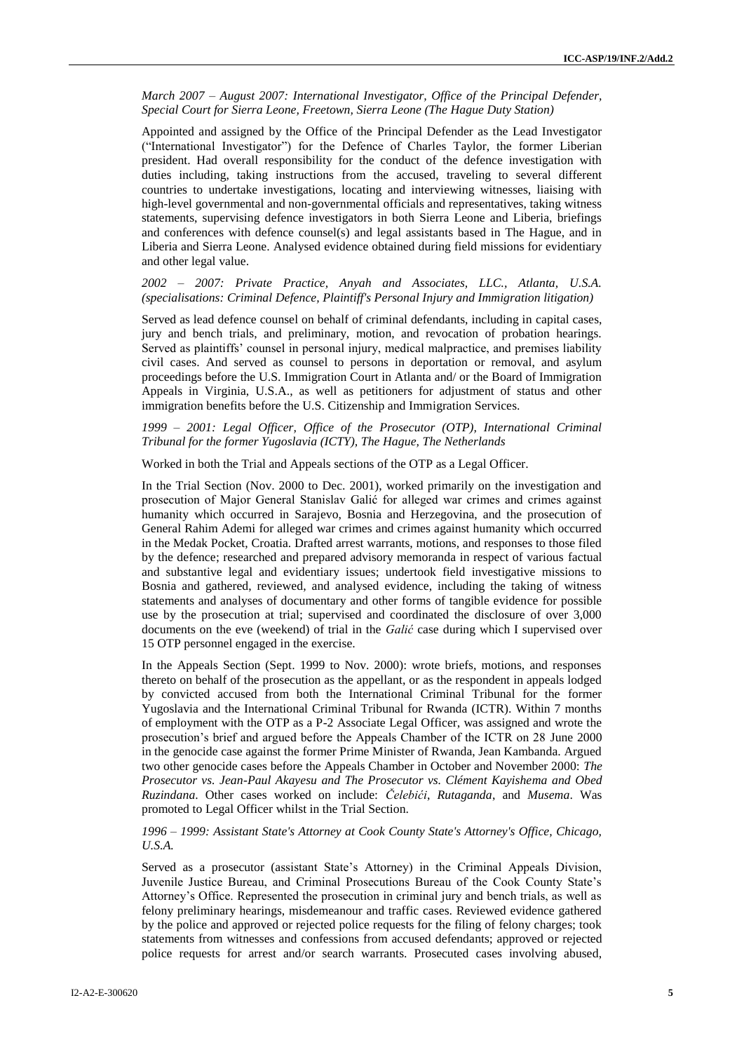*March 2007 – August 2007: International Investigator, Office of the Principal Defender, Special Court for Sierra Leone, Freetown, Sierra Leone (The Hague Duty Station)*

Appointed and assigned by the Office of the Principal Defender as the Lead Investigator ("International Investigator") for the Defence of Charles Taylor, the former Liberian president. Had overall responsibility for the conduct of the defence investigation with duties including, taking instructions from the accused, traveling to several different countries to undertake investigations, locating and interviewing witnesses, liaising with high-level governmental and non-governmental officials and representatives, taking witness statements, supervising defence investigators in both Sierra Leone and Liberia, briefings and conferences with defence counsel(s) and legal assistants based in The Hague, and in Liberia and Sierra Leone. Analysed evidence obtained during field missions for evidentiary and other legal value.

*2002 – 2007: Private Practice, Anyah and Associates, LLC., Atlanta, U.S.A. (specialisations: Criminal Defence, Plaintiff's Personal Injury and Immigration litigation)*

Served as lead defence counsel on behalf of criminal defendants, including in capital cases, jury and bench trials, and preliminary, motion, and revocation of probation hearings. Served as plaintiffs' counsel in personal injury, medical malpractice, and premises liability civil cases. And served as counsel to persons in deportation or removal, and asylum proceedings before the U.S. Immigration Court in Atlanta and/ or the Board of Immigration Appeals in Virginia, U.S.A., as well as petitioners for adjustment of status and other immigration benefits before the U.S. Citizenship and Immigration Services.

*1999 – 2001: Legal Officer, Office of the Prosecutor (OTP), International Criminal Tribunal for the former Yugoslavia (ICTY), The Hague, The Netherlands*

Worked in both the Trial and Appeals sections of the OTP as a Legal Officer.

In the Trial Section (Nov. 2000 to Dec. 2001), worked primarily on the investigation and prosecution of Major General Stanislav Galić for alleged war crimes and crimes against humanity which occurred in Sarajevo, Bosnia and Herzegovina, and the prosecution of General Rahim Ademi for alleged war crimes and crimes against humanity which occurred in the Medak Pocket, Croatia. Drafted arrest warrants, motions, and responses to those filed by the defence; researched and prepared advisory memoranda in respect of various factual and substantive legal and evidentiary issues; undertook field investigative missions to Bosnia and gathered, reviewed, and analysed evidence, including the taking of witness statements and analyses of documentary and other forms of tangible evidence for possible use by the prosecution at trial; supervised and coordinated the disclosure of over 3,000 documents on the eve (weekend) of trial in the *Galić* case during which I supervised over 15 OTP personnel engaged in the exercise.

In the Appeals Section (Sept. 1999 to Nov. 2000): wrote briefs, motions, and responses thereto on behalf of the prosecution as the appellant, or as the respondent in appeals lodged by convicted accused from both the International Criminal Tribunal for the former Yugoslavia and the International Criminal Tribunal for Rwanda (ICTR). Within 7 months of employment with the OTP as a P-2 Associate Legal Officer, was assigned and wrote the prosecution's brief and argued before the Appeals Chamber of the ICTR on 28 June 2000 in the genocide case against the former Prime Minister of Rwanda, Jean Kambanda. Argued two other genocide cases before the Appeals Chamber in October and November 2000: *The Prosecutor vs. Jean-Paul Akayesu and The Prosecutor vs. Clément Kayishema and Obed Ruzindana*. Other cases worked on include: *Čelebići*, *Rutaganda*, and *Musema*. Was promoted to Legal Officer whilst in the Trial Section.

*1996 – 1999: Assistant State's Attorney at Cook County State's Attorney's Office, Chicago, U.S.A.*

Served as a prosecutor (assistant State's Attorney) in the Criminal Appeals Division, Juvenile Justice Bureau, and Criminal Prosecutions Bureau of the Cook County State's Attorney's Office. Represented the prosecution in criminal jury and bench trials, as well as felony preliminary hearings, misdemeanour and traffic cases. Reviewed evidence gathered by the police and approved or rejected police requests for the filing of felony charges; took statements from witnesses and confessions from accused defendants; approved or rejected police requests for arrest and/or search warrants. Prosecuted cases involving abused,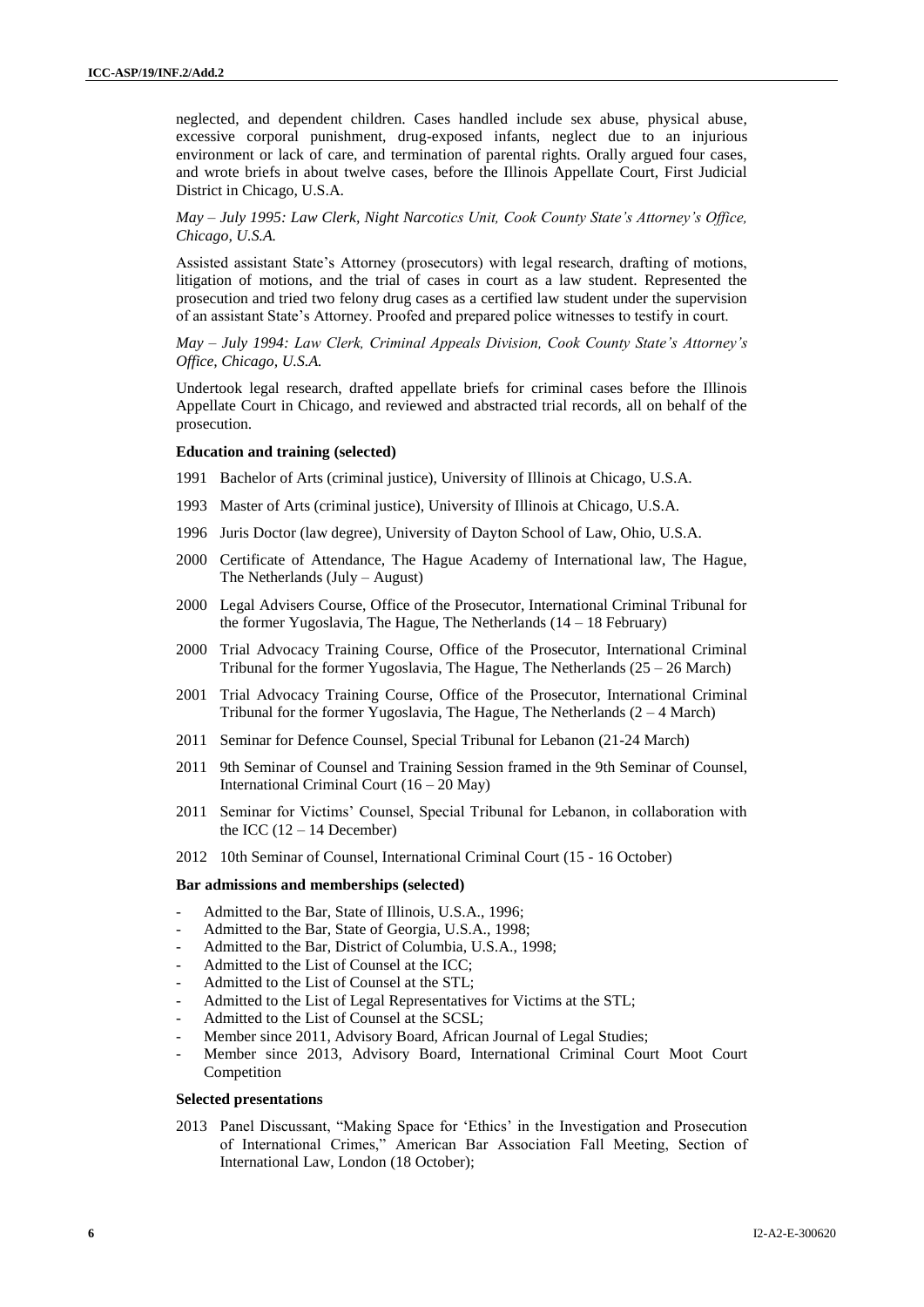neglected, and dependent children. Cases handled include sex abuse, physical abuse, excessive corporal punishment, drug-exposed infants, neglect due to an injurious environment or lack of care, and termination of parental rights. Orally argued four cases, and wrote briefs in about twelve cases, before the Illinois Appellate Court, First Judicial District in Chicago, U.S.A.

*May – July 1995: Law Clerk, Night Narcotics Unit, Cook County State's Attorney's Office, Chicago, U.S.A.*

Assisted assistant State's Attorney (prosecutors) with legal research, drafting of motions, litigation of motions, and the trial of cases in court as a law student. Represented the prosecution and tried two felony drug cases as a certified law student under the supervision of an assistant State's Attorney. Proofed and prepared police witnesses to testify in court.

*May – July 1994: Law Clerk, Criminal Appeals Division, Cook County State's Attorney's Office, Chicago, U.S.A.*

Undertook legal research, drafted appellate briefs for criminal cases before the Illinois Appellate Court in Chicago, and reviewed and abstracted trial records, all on behalf of the prosecution.

**Education and training (selected)**

1991 Bachelor of Arts (criminal justice), University of Illinois at Chicago, U.S.A.

1993 Master of Arts (criminal justice), University of Illinois at Chicago, U.S.A.

1996 Juris Doctor (law degree), University of Dayton School of Law, Ohio, U.S.A.

2000 Certificate of Attendance, The Hague Academy of International law, The Hague, The Netherlands (July – August)

2000 Legal Advisers Course, Office of the Prosecutor, International Criminal Tribunal for the former Yugoslavia, The Hague, The Netherlands (14 – 18 February)

2000 Trial Advocacy Training Course, Office of the Prosecutor, International Criminal Tribunal for the former Yugoslavia, The Hague, The Netherlands (25 – 26 March)

2001 Trial Advocacy Training Course, Office of the Prosecutor, International Criminal Tribunal for the former Yugoslavia, The Hague, The Netherlands (2 – 4 March)

2011 Seminar for Defence Counsel, Special Tribunal for Lebanon (21-24 March)

2011 9th Seminar of Counsel and Training Session framed in the 9th Seminar of Counsel, International Criminal Court (16 – 20 May)

2011 Seminar for Victims' Counsel, Special Tribunal for Lebanon, in collaboration with the ICC (12 – 14 December)

2012 10th Seminar of Counsel, International Criminal Court (15 - 16 October)

**Bar admissions and memberships (selected)**

- Admitted to the Bar, State of Illinois, U.S.A., 1996;
- Admitted to the Bar, State of Georgia, U.S.A., 1998;
- Admitted to the Bar, District of Columbia, U.S.A., 1998;
- Admitted to the List of Counsel at the ICC;
- Admitted to the List of Counsel at the STL;
- Admitted to the List of Legal Representatives for Victims at the STL;
- Admitted to the List of Counsel at the SCSL;
- Member since 2011, Advisory Board, African Journal of Legal Studies;
- Member since 2013, Advisory Board, International Criminal Court Moot Court Competition

**Selected presentations**

2013 Panel Discussant, "Making Space for 'Ethics' in the Investigation and Prosecution of International Crimes," American Bar Association Fall Meeting, Section of International Law, London (18 October);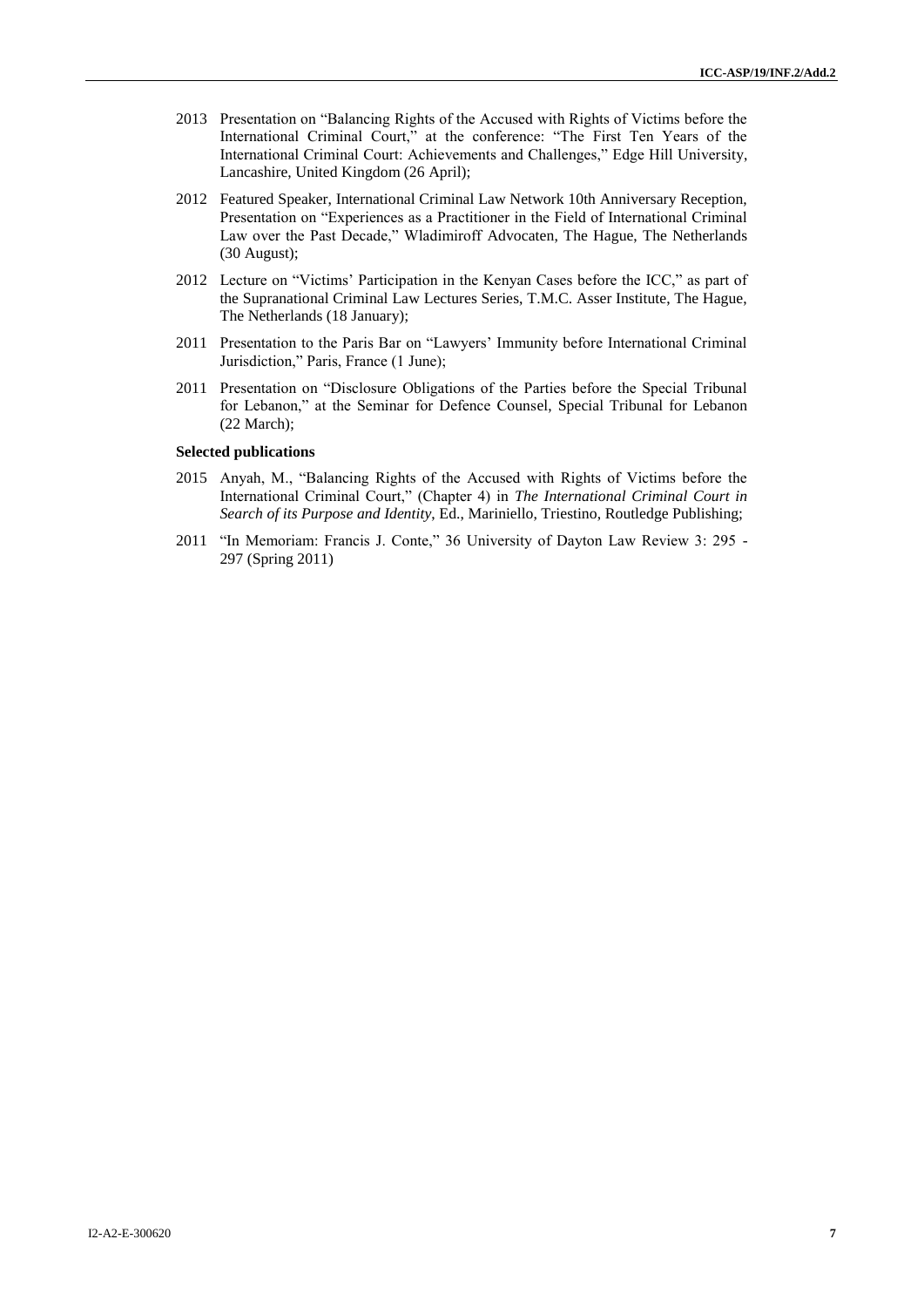2013 Presentation on "Balancing Rights of the Accused with Rights of Victims before the International Criminal Court," at the conference: "The First Ten Years of the International Criminal Court: Achievements and Challenges," Edge Hill University, Lancashire, United Kingdom (26 April);

2012 Featured Speaker, International Criminal Law Network 10th Anniversary Reception, Presentation on "Experiences as a Practitioner in the Field of International Criminal Law over the Past Decade," Wladimiroff Advocaten, The Hague, The Netherlands (30 August);

2012 Lecture on "Victims' Participation in the Kenyan Cases before the ICC," as part of the Supranational Criminal Law Lectures Series, T.M.C. Asser Institute, The Hague, The Netherlands (18 January);

2011 Presentation to the Paris Bar on "Lawyers' Immunity before International Criminal Jurisdiction," Paris, France (1 June);

2011 Presentation on "Disclosure Obligations of the Parties before the Special Tribunal for Lebanon," at the Seminar for Defence Counsel, Special Tribunal for Lebanon (22 March);

**Selected publications**

2015 Anyah, M., "Balancing Rights of the Accused with Rights of Victims before the International Criminal Court," (Chapter 4) in *The International Criminal Court in Search of its Purpose and Identity*, Ed., Mariniello, Triestino, Routledge Publishing;

2011 "In Memoriam: Francis J. Conte," 36 University of Dayton Law Review 3: 295 - 297 (Spring 2011)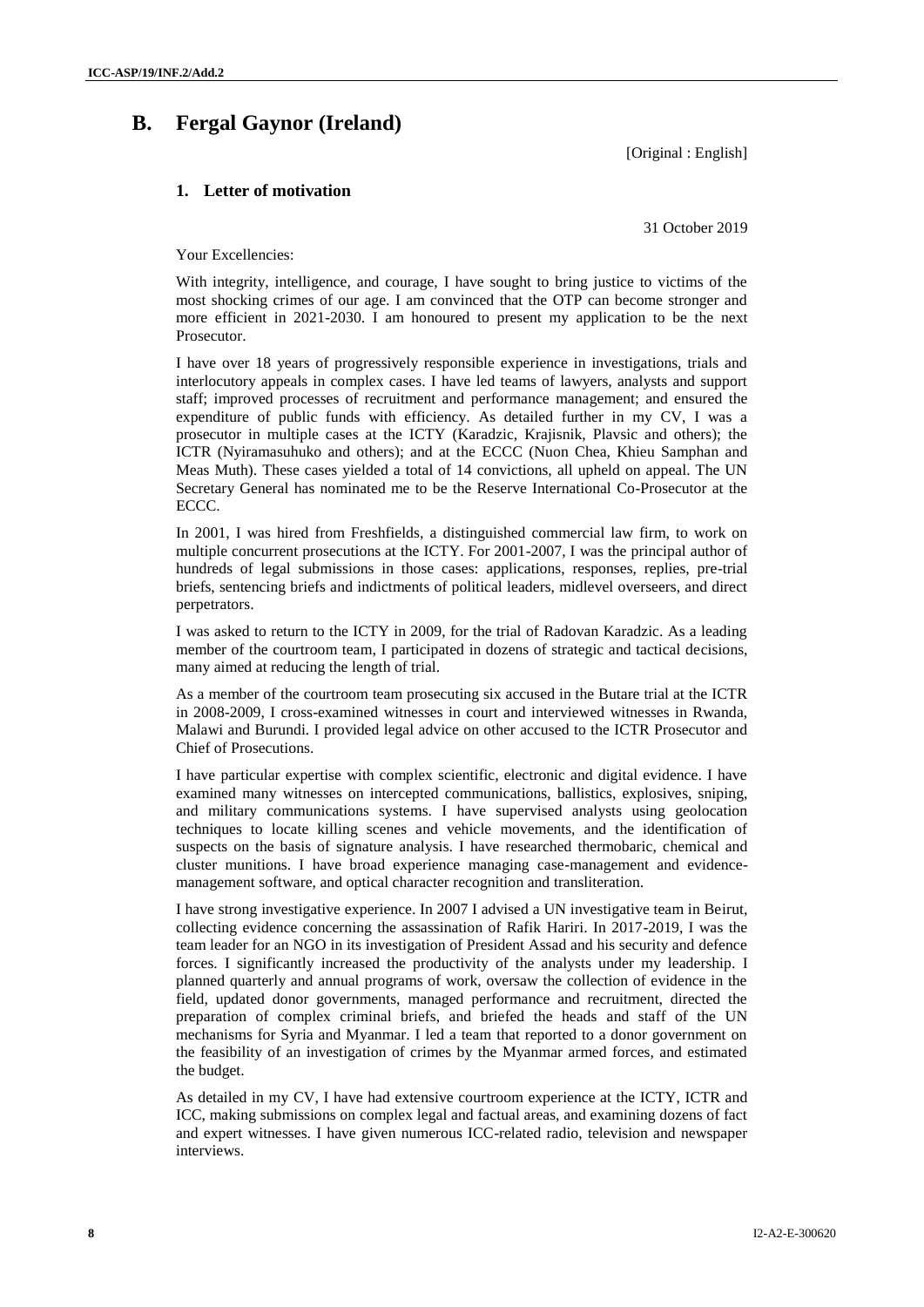## B. Fergal Gaynor (Ireland)

[Original : English]

### 1. Letter of motivation

31 October 2019

Your Excellencies:

With integrity, intelligence, and courage, I have sought to bring justice to victims of the most shocking crimes of our age. I am convinced that the OTP can become stronger and more efficient in 2021-2030. I am honoured to present my application to be the next Prosecutor.

I have over 18 years of progressively responsible experience in investigations, trials and interlocutory appeals in complex cases. I have led teams of lawyers, analysts and support staff; improved processes of recruitment and performance management; and ensured the expenditure of public funds with efficiency. As detailed further in my CV, I was a prosecutor in multiple cases at the ICTY (Karadzic, Krajisnik, Plavsic and others); the ICTR (Nyiramasuhuko and others); and at the ECCC (Nuon Chea, Khieu Samphan and Meas Muth). These cases yielded a total of 14 convictions, all upheld on appeal. The UN Secretary General has nominated me to be the Reserve International Co-Prosecutor at the ECCC.

In 2001, I was hired from Freshfields, a distinguished commercial law firm, to work on multiple concurrent prosecutions at the ICTY. For 2001-2007, I was the principal author of hundreds of legal submissions in those cases: applications, responses, replies, pre-trial briefs, sentencing briefs and indictments of political leaders, midlevel overseers, and direct perpetrators.

I was asked to return to the ICTY in 2009, for the trial of Radovan Karadzic. As a leading member of the courtroom team, I participated in dozens of strategic and tactical decisions, many aimed at reducing the length of trial.

As a member of the courtroom team prosecuting six accused in the Butare trial at the ICTR in 2008-2009, I cross-examined witnesses in court and interviewed witnesses in Rwanda, Malawi and Burundi. I provided legal advice on other accused to the ICTR Prosecutor and Chief of Prosecutions.

I have particular expertise with complex scientific, electronic and digital evidence. I have examined many witnesses on intercepted communications, ballistics, explosives, sniping, and military communications systems. I have supervised analysts using geolocation techniques to locate killing scenes and vehicle movements, and the identification of suspects on the basis of signature analysis. I have researched thermobaric, chemical and cluster munitions. I have broad experience managing case-management and evidence-management software, and optical character recognition and transliteration.

I have strong investigative experience. In 2007 I advised a UN investigative team in Beirut, collecting evidence concerning the assassination of Rafik Hariri. In 2017-2019, I was the team leader for an NGO in its investigation of President Assad and his security and defence forces. I significantly increased the productivity of the analysts under my leadership. I planned quarterly and annual programs of work, oversaw the collection of evidence in the field, updated donor governments, managed performance and recruitment, directed the preparation of complex criminal briefs, and briefed the heads and staff of the UN mechanisms for Syria and Myanmar. I led a team that reported to a donor government on the feasibility of an investigation of crimes by the Myanmar armed forces, and estimated the budget.

As detailed in my CV, I have had extensive courtroom experience at the ICTY, ICTR and ICC, making submissions on complex legal and factual areas, and examining dozens of fact and expert witnesses. I have given numerous ICC-related radio, television and newspaper interviews.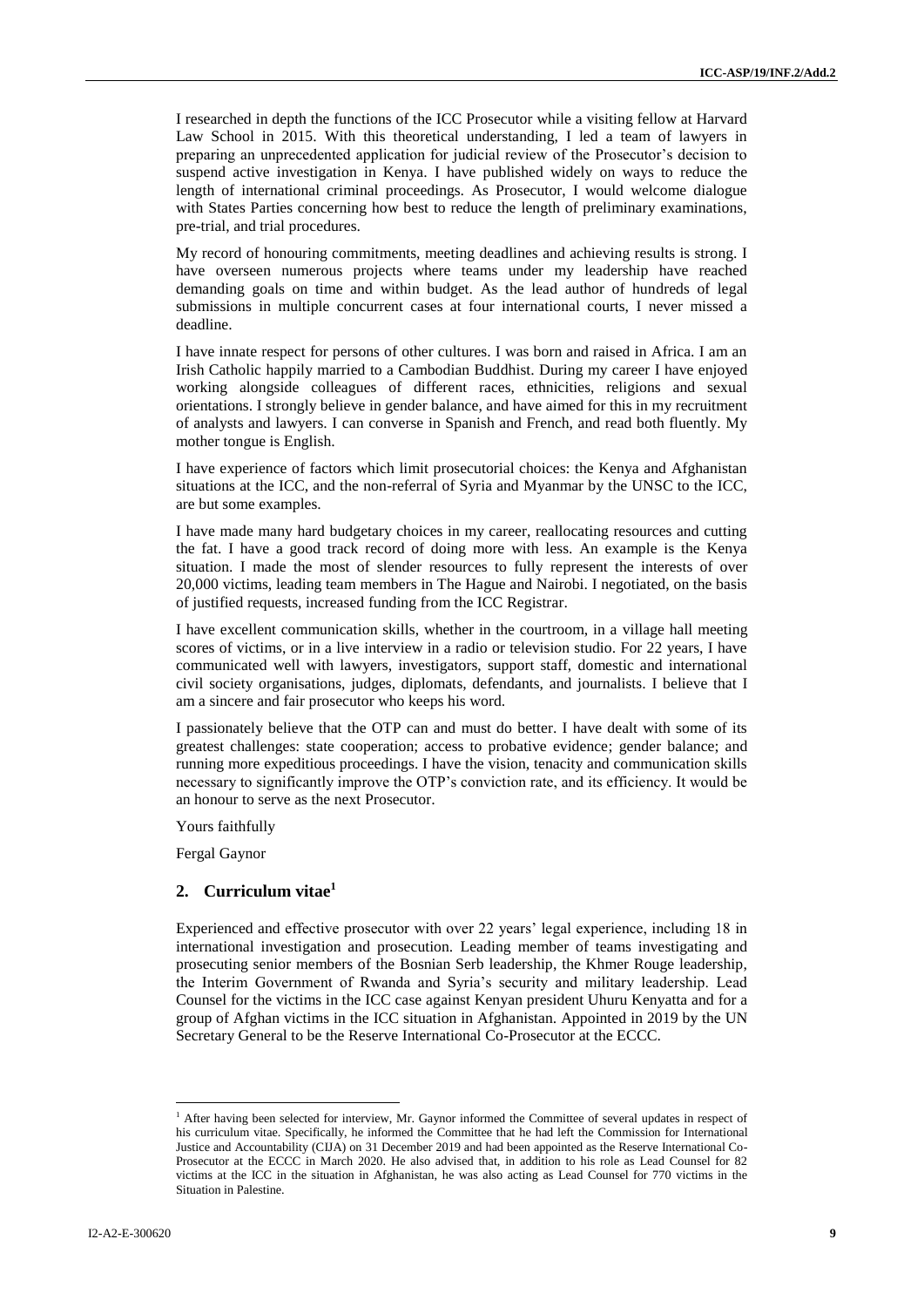I researched in depth the functions of the ICC Prosecutor while a visiting fellow at Harvard Law School in 2015. With this theoretical understanding, I led a team of lawyers in preparing an unprecedented application for judicial review of the Prosecutor's decision to suspend active investigation in Kenya. I have published widely on ways to reduce the length of international criminal proceedings. As Prosecutor, I would welcome dialogue with States Parties concerning how best to reduce the length of preliminary examinations, pre-trial, and trial procedures.

My record of honouring commitments, meeting deadlines and achieving results is strong. I have overseen numerous projects where teams under my leadership have reached demanding goals on time and within budget. As the lead author of hundreds of legal submissions in multiple concurrent cases at four international courts, I never missed a deadline.

I have innate respect for persons of other cultures. I was born and raised in Africa. I am an Irish Catholic happily married to a Cambodian Buddhist. During my career I have enjoyed working alongside colleagues of different races, ethnicities, religions and sexual orientations. I strongly believe in gender balance, and have aimed for this in my recruitment of analysts and lawyers. I can converse in Spanish and French, and read both fluently. My mother tongue is English.

I have experience of factors which limit prosecutorial choices: the Kenya and Afghanistan situations at the ICC, and the non-referral of Syria and Myanmar by the UNSC to the ICC, are but some examples.

I have made many hard budgetary choices in my career, reallocating resources and cutting the fat. I have a good track record of doing more with less. An example is the Kenya situation. I made the most of slender resources to fully represent the interests of over 20,000 victims, leading team members in The Hague and Nairobi. I negotiated, on the basis of justified requests, increased funding from the ICC Registrar.

I have excellent communication skills, whether in the courtroom, in a village hall meeting scores of victims, or in a live interview in a radio or television studio. For 22 years, I have communicated well with lawyers, investigators, support staff, domestic and international civil society organisations, judges, diplomats, defendants, and journalists. I believe that I am a sincere and fair prosecutor who keeps his word.

I passionately believe that the OTP can and must do better. I have dealt with some of its greatest challenges: state cooperation; access to probative evidence; gender balance; and running more expeditious proceedings. I have the vision, tenacity and communication skills necessary to significantly improve the OTP's conviction rate, and its efficiency. It would be an honour to serve as the next Prosecutor.

Yours faithfully

Fergal Gaynor

## 2. Curriculum vitae[1]

Experienced and effective prosecutor with over 22 years' legal experience, including 18 in international investigation and prosecution. Leading member of teams investigating and prosecuting senior members of the Bosnian Serb leadership, the Khmer Rouge leadership, the Interim Government of Rwanda and Syria's security and military leadership. Lead Counsel for the victims in the ICC case against Kenyan president Uhuru Kenyatta and for a group of Afghan victims in the ICC situation in Afghanistan. Appointed in 2019 by the UN Secretary General to be the Reserve International Co-Prosecutor at the ECCC.

[1] After having been selected for interview, Mr. Gaynor informed the Committee of several updates in respect of his curriculum vitae. Specifically, he informed the Committee that he had left the Commission for International Justice and Accountability (CIJA) on 31 December 2019 and had been appointed as the Reserve International Co-Prosecutor at the ECCC in March 2020. He also advised that, in addition to his role as Lead Counsel for 82 victims at the ICC in the situation in Afghanistan, he was also acting as Lead Counsel for 770 victims in the Situation in Palestine.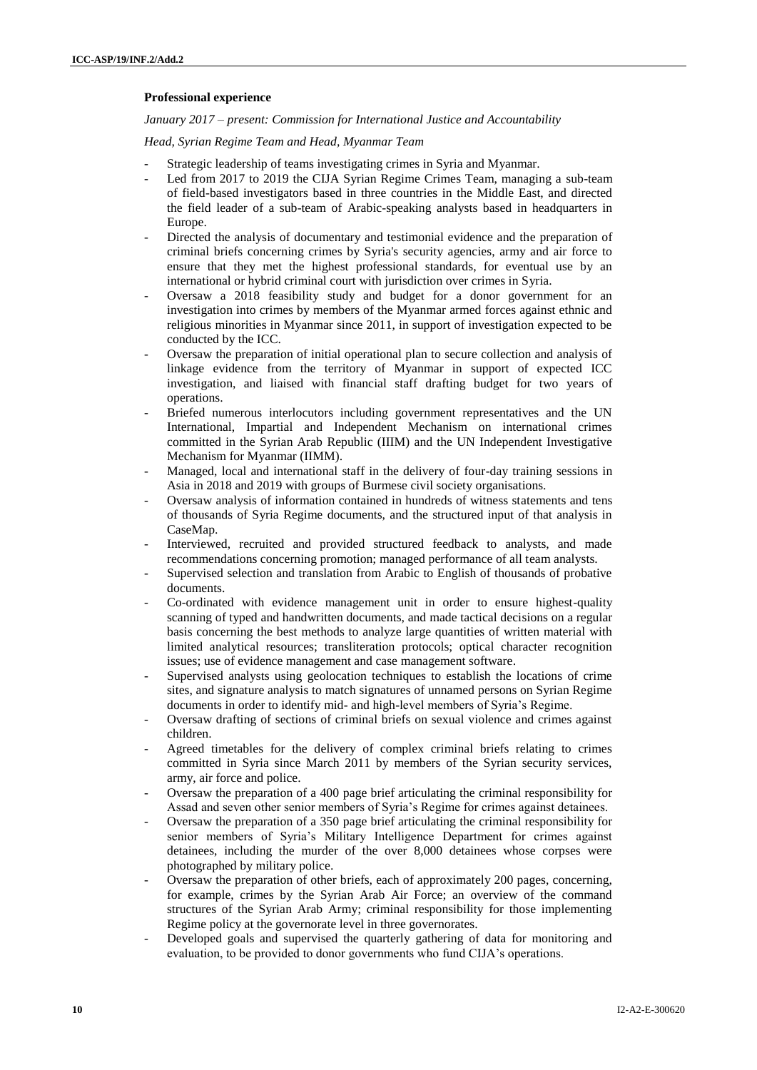**Professional experience**

*January 2017 – present: Commission for International Justice and Accountability*

*Head, Syrian Regime Team and Head, Myanmar Team*

- Strategic leadership of teams investigating crimes in Syria and Myanmar.
- Led from 2017 to 2019 the CIJA Syrian Regime Crimes Team, managing a sub-team of field-based investigators based in three countries in the Middle East, and directed the field leader of a sub-team of Arabic-speaking analysts based in headquarters in Europe.
- Directed the analysis of documentary and testimonial evidence and the preparation of criminal briefs concerning crimes by Syria's security agencies, army and air force to ensure that they met the highest professional standards, for eventual use by an international or hybrid criminal court with jurisdiction over crimes in Syria.
- Oversaw a 2018 feasibility study and budget for a donor government for an investigation into crimes by members of the Myanmar armed forces against ethnic and religious minorities in Myanmar since 2011, in support of investigation expected to be conducted by the ICC.
- Oversaw the preparation of initial operational plan to secure collection and analysis of linkage evidence from the territory of Myanmar in support of expected ICC investigation, and liaised with financial staff drafting budget for two years of operations.
- Briefed numerous interlocutors including government representatives and the UN International, Impartial and Independent Mechanism on international crimes committed in the Syrian Arab Republic (IIIM) and the UN Independent Investigative Mechanism for Myanmar (IIMM).
- Managed, local and international staff in the delivery of four-day training sessions in Asia in 2018 and 2019 with groups of Burmese civil society organisations.
- Oversaw analysis of information contained in hundreds of witness statements and tens of thousands of Syria Regime documents, and the structured input of that analysis in CaseMap.
- Interviewed, recruited and provided structured feedback to analysts, and made recommendations concerning promotion; managed performance of all team analysts.
- Supervised selection and translation from Arabic to English of thousands of probative documents.
- Co-ordinated with evidence management unit in order to ensure highest-quality scanning of typed and handwritten documents, and made tactical decisions on a regular basis concerning the best methods to analyze large quantities of written material with limited analytical resources; transliteration protocols; optical character recognition issues; use of evidence management and case management software.
- Supervised analysts using geolocation techniques to establish the locations of crime sites, and signature analysis to match signatures of unnamed persons on Syrian Regime documents in order to identify mid- and high-level members of Syria's Regime.
- Oversaw drafting of sections of criminal briefs on sexual violence and crimes against children.
- Agreed timetables for the delivery of complex criminal briefs relating to crimes committed in Syria since March 2011 by members of the Syrian security services, army, air force and police.
- Oversaw the preparation of a 400 page brief articulating the criminal responsibility for Assad and seven other senior members of Syria's Regime for crimes against detainees.
- Oversaw the preparation of a 350 page brief articulating the criminal responsibility for senior members of Syria's Military Intelligence Department for crimes against detainees, including the murder of the over 8,000 detainees whose corpses were photographed by military police.
- Oversaw the preparation of other briefs, each of approximately 200 pages, concerning, for example, crimes by the Syrian Arab Air Force; an overview of the command structures of the Syrian Arab Army; criminal responsibility for those implementing Regime policy at the governorate level in three governorates.
- Developed goals and supervised the quarterly gathering of data for monitoring and evaluation, to be provided to donor governments who fund CIJA's operations.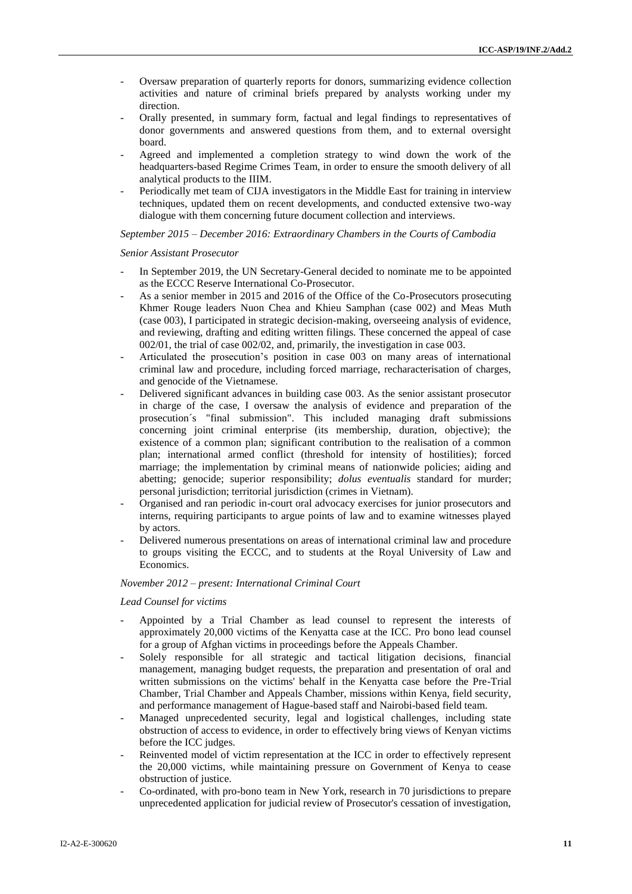- Oversaw preparation of quarterly reports for donors, summarizing evidence collection activities and nature of criminal briefs prepared by analysts working under my direction.
- Orally presented, in summary form, factual and legal findings to representatives of donor governments and answered questions from them, and to external oversight board.
- Agreed and implemented a completion strategy to wind down the work of the headquarters-based Regime Crimes Team, in order to ensure the smooth delivery of all analytical products to the IIIM.
- Periodically met team of CIJA investigators in the Middle East for training in interview techniques, updated them on recent developments, and conducted extensive two-way dialogue with them concerning future document collection and interviews.

*September 2015 – December 2016: Extraordinary Chambers in the Courts of Cambodia*

*Senior Assistant Prosecutor*

- In September 2019, the UN Secretary-General decided to nominate me to be appointed as the ECCC Reserve International Co-Prosecutor.
- As a senior member in 2015 and 2016 of the Office of the Co-Prosecutors prosecuting Khmer Rouge leaders Nuon Chea and Khieu Samphan (case 002) and Meas Muth (case 003), I participated in strategic decision-making, overseeing analysis of evidence, and reviewing, drafting and editing written filings. These concerned the appeal of case 002/01, the trial of case 002/02, and, primarily, the investigation in case 003.
- Articulated the prosecution's position in case 003 on many areas of international criminal law and procedure, including forced marriage, recharacterisation of charges, and genocide of the Vietnamese.
- Delivered significant advances in building case 003. As the senior assistant prosecutor in charge of the case, I oversaw the analysis of evidence and preparation of the prosecution´s "final submission". This included managing draft submissions concerning joint criminal enterprise (its membership, duration, objective); the existence of a common plan; significant contribution to the realisation of a common plan; international armed conflict (threshold for intensity of hostilities); forced marriage; the implementation by criminal means of nationwide policies; aiding and abetting; genocide; superior responsibility; *dolus eventualis* standard for murder; personal jurisdiction; territorial jurisdiction (crimes in Vietnam).
- Organised and ran periodic in-court oral advocacy exercises for junior prosecutors and interns, requiring participants to argue points of law and to examine witnesses played by actors.
- Delivered numerous presentations on areas of international criminal law and procedure to groups visiting the ECCC, and to students at the Royal University of Law and Economics.

*November 2012 – present: International Criminal Court*

*Lead Counsel for victims*

- Appointed by a Trial Chamber as lead counsel to represent the interests of approximately 20,000 victims of the Kenyatta case at the ICC. Pro bono lead counsel for a group of Afghan victims in proceedings before the Appeals Chamber.
- Solely responsible for all strategic and tactical litigation decisions, financial management, managing budget requests, the preparation and presentation of oral and written submissions on the victims' behalf in the Kenyatta case before the Pre-Trial Chamber, Trial Chamber and Appeals Chamber, missions within Kenya, field security, and performance management of Hague-based staff and Nairobi-based field team.
- Managed unprecedented security, legal and logistical challenges, including state obstruction of access to evidence, in order to effectively bring views of Kenyan victims before the ICC judges.
- Reinvented model of victim representation at the ICC in order to effectively represent the 20,000 victims, while maintaining pressure on Government of Kenya to cease obstruction of justice.
- Co-ordinated, with pro-bono team in New York, research in 70 jurisdictions to prepare unprecedented application for judicial review of Prosecutor's cessation of investigation,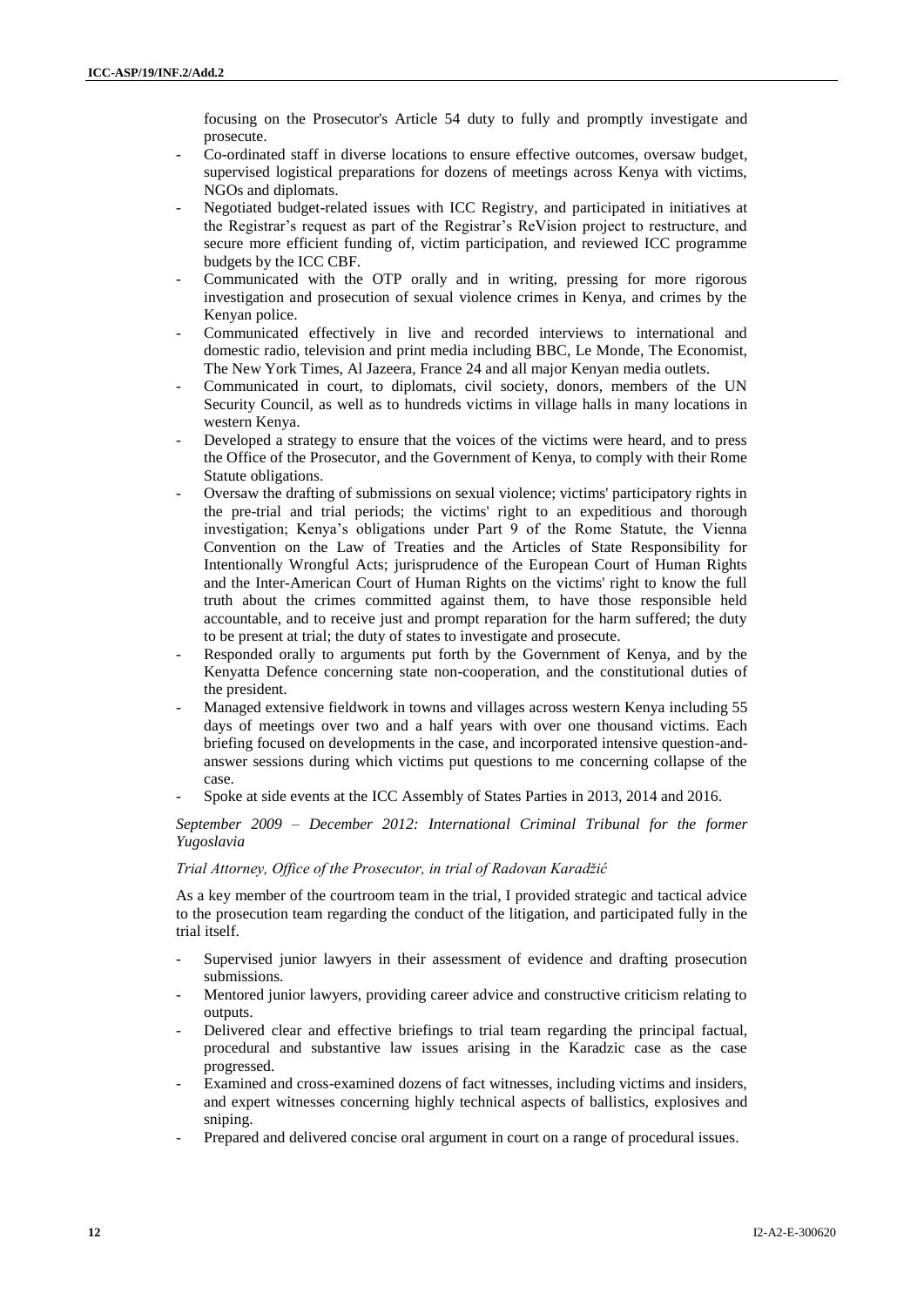focusing on the Prosecutor's Article 54 duty to fully and promptly investigate and prosecute.

- Co-ordinated staff in diverse locations to ensure effective outcomes, oversaw budget, supervised logistical preparations for dozens of meetings across Kenya with victims, NGOs and diplomats.
- Negotiated budget-related issues with ICC Registry, and participated in initiatives at the Registrar's request as part of the Registrar's ReVision project to restructure, and secure more efficient funding of, victim participation, and reviewed ICC programme budgets by the ICC CBF.
- Communicated with the OTP orally and in writing, pressing for more rigorous investigation and prosecution of sexual violence crimes in Kenya, and crimes by the Kenyan police.
- Communicated effectively in live and recorded interviews to international and domestic radio, television and print media including BBC, Le Monde, The Economist, The New York Times, Al Jazeera, France 24 and all major Kenyan media outlets.
- Communicated in court, to diplomats, civil society, donors, members of the UN Security Council, as well as to hundreds victims in village halls in many locations in western Kenya.
- Developed a strategy to ensure that the voices of the victims were heard, and to press the Office of the Prosecutor, and the Government of Kenya, to comply with their Rome Statute obligations.
- Oversaw the drafting of submissions on sexual violence; victims' participatory rights in the pre-trial and trial periods; the victims' right to an expeditious and thorough investigation; Kenya's obligations under Part 9 of the Rome Statute, the Vienna Convention on the Law of Treaties and the Articles of State Responsibility for Intentionally Wrongful Acts; jurisprudence of the European Court of Human Rights and the Inter-American Court of Human Rights on the victims' right to know the full truth about the crimes committed against them, to have those responsible held accountable, and to receive just and prompt reparation for the harm suffered; the duty to be present at trial; the duty of states to investigate and prosecute.
- Responded orally to arguments put forth by the Government of Kenya, and by the Kenyatta Defence concerning state non-cooperation, and the constitutional duties of the president.
- Managed extensive fieldwork in towns and villages across western Kenya including 55 days of meetings over two and a half years with over one thousand victims. Each briefing focused on developments in the case, and incorporated intensive question-and-answer sessions during which victims put questions to me concerning collapse of the case.
- Spoke at side events at the ICC Assembly of States Parties in 2013, 2014 and 2016.

*September 2009 – December 2012: International Criminal Tribunal for the former Yugoslavia*

*Trial Attorney, Office of the Prosecutor, in trial of Radovan Karadžić*

As a key member of the courtroom team in the trial, I provided strategic and tactical advice to the prosecution team regarding the conduct of the litigation, and participated fully in the trial itself.

- Supervised junior lawyers in their assessment of evidence and drafting prosecution submissions.
- Mentored junior lawyers, providing career advice and constructive criticism relating to outputs.
- Delivered clear and effective briefings to trial team regarding the principal factual, procedural and substantive law issues arising in the Karadzic case as the case progressed.
- Examined and cross-examined dozens of fact witnesses, including victims and insiders, and expert witnesses concerning highly technical aspects of ballistics, explosives and sniping.
- Prepared and delivered concise oral argument in court on a range of procedural issues.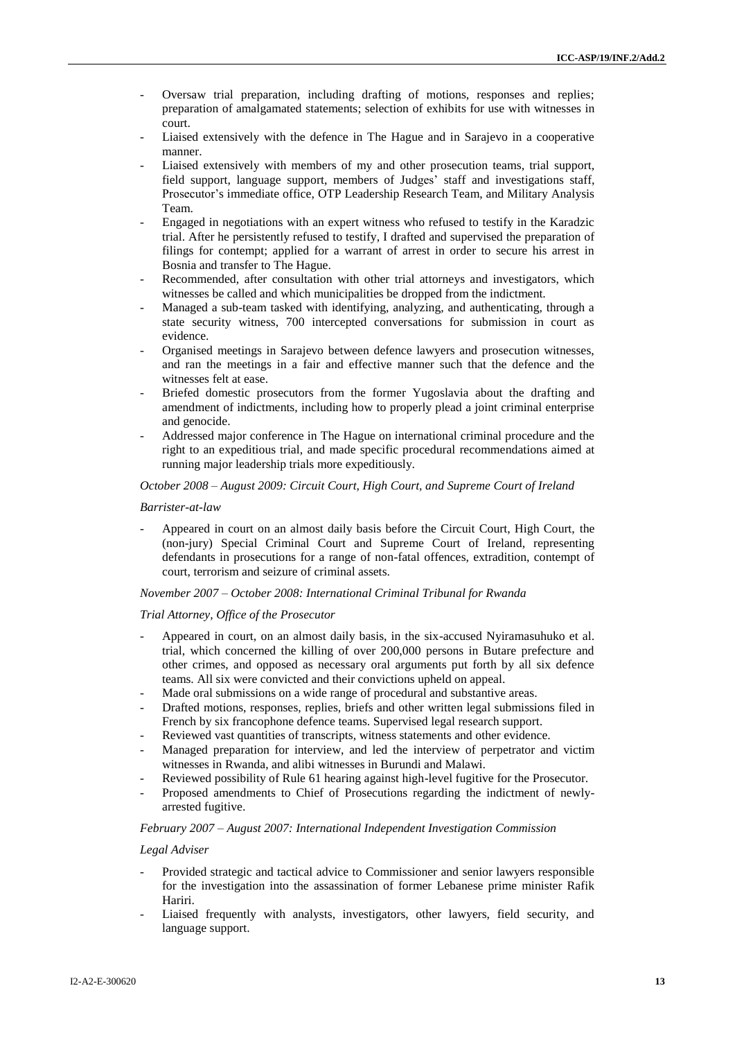- Oversaw trial preparation, including drafting of motions, responses and replies; preparation of amalgamated statements; selection of exhibits for use with witnesses in court.
- Liaised extensively with the defence in The Hague and in Sarajevo in a cooperative manner.
- Liaised extensively with members of my and other prosecution teams, trial support, field support, language support, members of Judges' staff and investigations staff, Prosecutor's immediate office, OTP Leadership Research Team, and Military Analysis Team.
- Engaged in negotiations with an expert witness who refused to testify in the Karadzic trial. After he persistently refused to testify, I drafted and supervised the preparation of filings for contempt; applied for a warrant of arrest in order to secure his arrest in Bosnia and transfer to The Hague.
- Recommended, after consultation with other trial attorneys and investigators, which witnesses be called and which municipalities be dropped from the indictment.
- Managed a sub-team tasked with identifying, analyzing, and authenticating, through a state security witness, 700 intercepted conversations for submission in court as evidence.
- Organised meetings in Sarajevo between defence lawyers and prosecution witnesses, and ran the meetings in a fair and effective manner such that the defence and the witnesses felt at ease.
- Briefed domestic prosecutors from the former Yugoslavia about the drafting and amendment of indictments, including how to properly plead a joint criminal enterprise and genocide.
- Addressed major conference in The Hague on international criminal procedure and the right to an expeditious trial, and made specific procedural recommendations aimed at running major leadership trials more expeditiously.

*October 2008 – August 2009: Circuit Court, High Court, and Supreme Court of Ireland*

*Barrister-at-law*

- Appeared in court on an almost daily basis before the Circuit Court, High Court, the (non-jury) Special Criminal Court and Supreme Court of Ireland, representing defendants in prosecutions for a range of non-fatal offences, extradition, contempt of court, terrorism and seizure of criminal assets.

*November 2007 – October 2008: International Criminal Tribunal for Rwanda*

*Trial Attorney, Office of the Prosecutor*

- Appeared in court, on an almost daily basis, in the six-accused Nyiramasuhuko et al. trial, which concerned the killing of over 200,000 persons in Butare prefecture and other crimes, and opposed as necessary oral arguments put forth by all six defence teams. All six were convicted and their convictions upheld on appeal.
- Made oral submissions on a wide range of procedural and substantive areas.
- Drafted motions, responses, replies, briefs and other written legal submissions filed in French by six francophone defence teams. Supervised legal research support.
- Reviewed vast quantities of transcripts, witness statements and other evidence.
- Managed preparation for interview, and led the interview of perpetrator and victim witnesses in Rwanda, and alibi witnesses in Burundi and Malawi.
- Reviewed possibility of Rule 61 hearing against high-level fugitive for the Prosecutor.
- Proposed amendments to Chief of Prosecutions regarding the indictment of newly-arrested fugitive.

*February 2007 – August 2007: International Independent Investigation Commission*

*Legal Adviser*

- Provided strategic and tactical advice to Commissioner and senior lawyers responsible for the investigation into the assassination of former Lebanese prime minister Rafik Hariri.
- Liaised frequently with analysts, investigators, other lawyers, field security, and language support.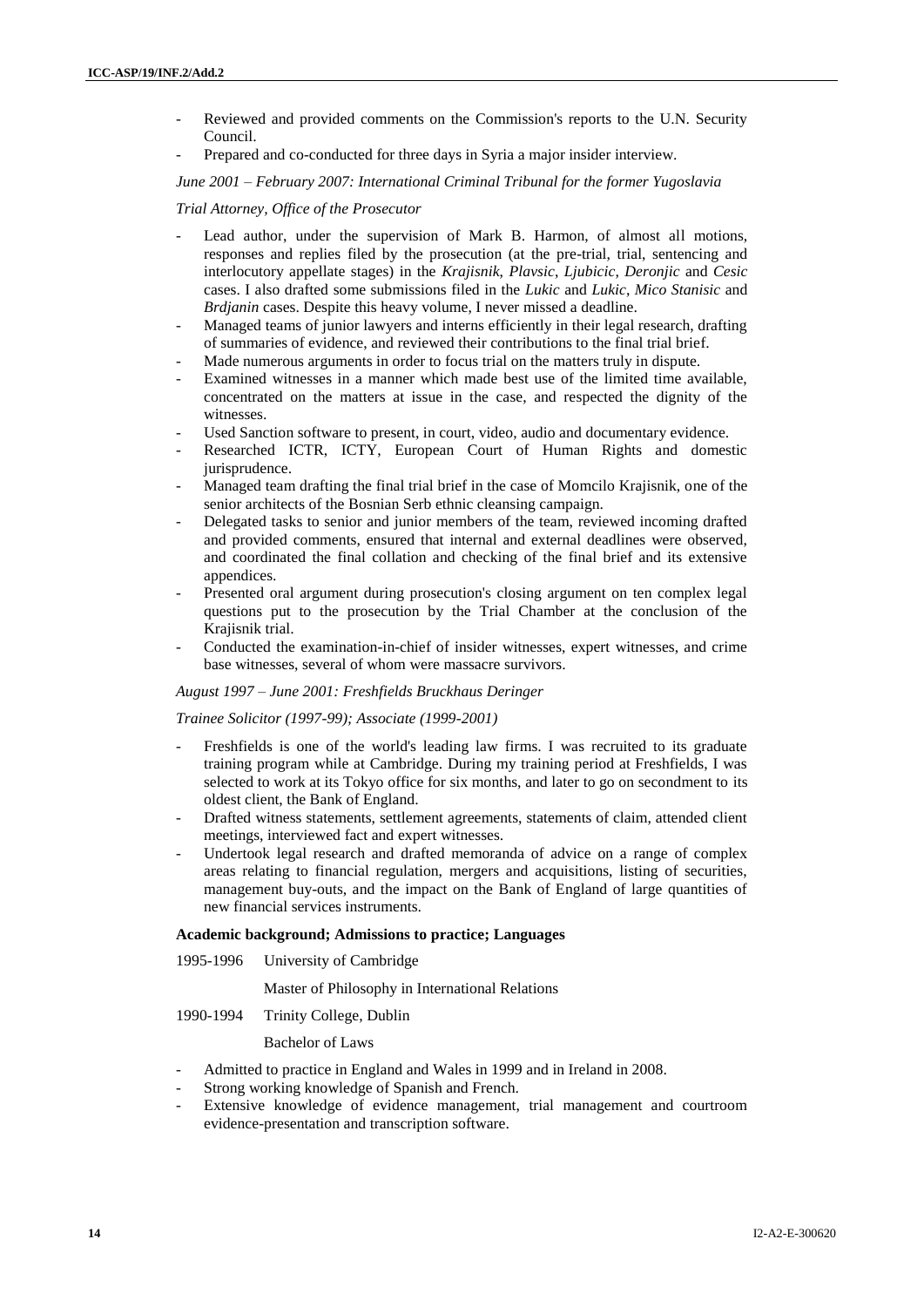- Reviewed and provided comments on the Commission's reports to the U.N. Security Council.
- Prepared and co-conducted for three days in Syria a major insider interview.

*June 2001 – February 2007: International Criminal Tribunal for the former Yugoslavia*

*Trial Attorney, Office of the Prosecutor*

- Lead author, under the supervision of Mark B. Harmon, of almost all motions, responses and replies filed by the prosecution (at the pre-trial, trial, sentencing and interlocutory appellate stages) in the *Krajisnik*, *Plavsic*, *Ljubicic*, *Deronjic* and *Cesic* cases. I also drafted some submissions filed in the *Lukic* and *Lukic*, *Mico Stanisic* and *Brdjanin* cases. Despite this heavy volume, I never missed a deadline.
- Managed teams of junior lawyers and interns efficiently in their legal research, drafting of summaries of evidence, and reviewed their contributions to the final trial brief.
- Made numerous arguments in order to focus trial on the matters truly in dispute.
- Examined witnesses in a manner which made best use of the limited time available, concentrated on the matters at issue in the case, and respected the dignity of the witnesses.
- Used Sanction software to present, in court, video, audio and documentary evidence.
- Researched ICTR, ICTY, European Court of Human Rights and domestic jurisprudence.
- Managed team drafting the final trial brief in the case of Momcilo Krajisnik, one of the senior architects of the Bosnian Serb ethnic cleansing campaign.
- Delegated tasks to senior and junior members of the team, reviewed incoming drafted and provided comments, ensured that internal and external deadlines were observed, and coordinated the final collation and checking of the final brief and its extensive appendices.
- Presented oral argument during prosecution's closing argument on ten complex legal questions put to the prosecution by the Trial Chamber at the conclusion of the Krajisnik trial.
- Conducted the examination-in-chief of insider witnesses, expert witnesses, and crime base witnesses, several of whom were massacre survivors.

*August 1997 – June 2001: Freshfields Bruckhaus Deringer*

*Trainee Solicitor (1997-99); Associate (1999-2001)*

- Freshfields is one of the world's leading law firms. I was recruited to its graduate training program while at Cambridge. During my training period at Freshfields, I was selected to work at its Tokyo office for six months, and later to go on secondment to its oldest client, the Bank of England.
- Drafted witness statements, settlement agreements, statements of claim, attended client meetings, interviewed fact and expert witnesses.
- Undertook legal research and drafted memoranda of advice on a range of complex areas relating to financial regulation, mergers and acquisitions, listing of securities, management buy-outs, and the impact on the Bank of England of large quantities of new financial services instruments.

**Academic background; Admissions to practice; Languages**

1995-1996 University of Cambridge

Master of Philosophy in International Relations

1990-1994 Trinity College, Dublin

Bachelor of Laws

- Admitted to practice in England and Wales in 1999 and in Ireland in 2008.
- Strong working knowledge of Spanish and French.
- Extensive knowledge of evidence management, trial management and courtroom evidence-presentation and transcription software.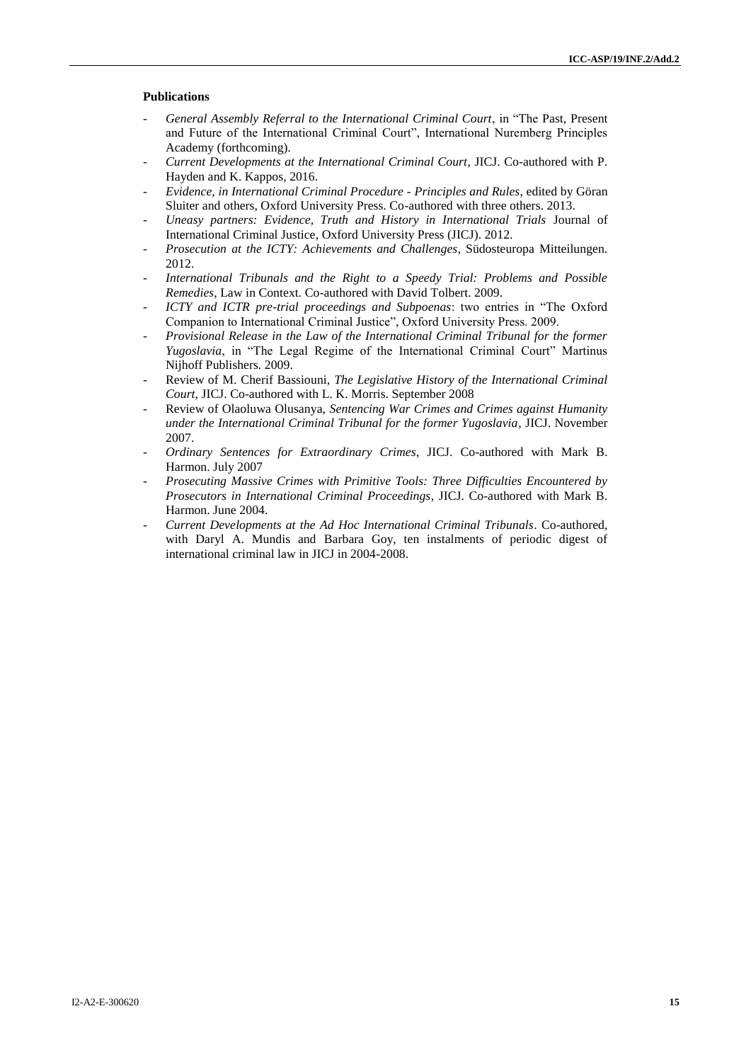**Publications**

- *General Assembly Referral to the International Criminal Court*, in "The Past, Present and Future of the International Criminal Court", International Nuremberg Principles Academy (forthcoming).
- *Current Developments at the International Criminal Court*, JICJ. Co-authored with P. Hayden and K. Kappos, 2016.
- *Evidence, in International Criminal Procedure - Principles and Rules*, edited by Göran Sluiter and others, Oxford University Press. Co-authored with three others. 2013.
- *Uneasy partners: Evidence, Truth and History in International Trials* Journal of International Criminal Justice, Oxford University Press (JICJ). 2012.
- *Prosecution at the ICTY: Achievements and Challenges*, Südosteuropa Mitteilungen. 2012.
- *International Tribunals and the Right to a Speedy Trial: Problems and Possible Remedies*, Law in Context. Co-authored with David Tolbert. 2009.
- *ICTY and ICTR pre-trial proceedings and Subpoenas*: two entries in "The Oxford Companion to International Criminal Justice", Oxford University Press. 2009.
- *Provisional Release in the Law of the International Criminal Tribunal for the former Yugoslavia*, in "The Legal Regime of the International Criminal Court" Martinus Nijhoff Publishers. 2009.
- Review of M. Cherif Bassiouni, *The Legislative History of the International Criminal Court*, JICJ. Co-authored with L. K. Morris. September 2008
- Review of Olaoluwa Olusanya, *Sentencing War Crimes and Crimes against Humanity under the International Criminal Tribunal for the former Yugoslavia*, JICJ. November 2007.
- *Ordinary Sentences for Extraordinary Crimes*, JICJ. Co-authored with Mark B. Harmon. July 2007
- *Prosecuting Massive Crimes with Primitive Tools: Three Difficulties Encountered by Prosecutors in International Criminal Proceedings*, JICJ. Co-authored with Mark B. Harmon. June 2004.
- *Current Developments at the Ad Hoc International Criminal Tribunals*. Co-authored, with Daryl A. Mundis and Barbara Goy, ten instalments of periodic digest of international criminal law in JICJ in 2004-2008.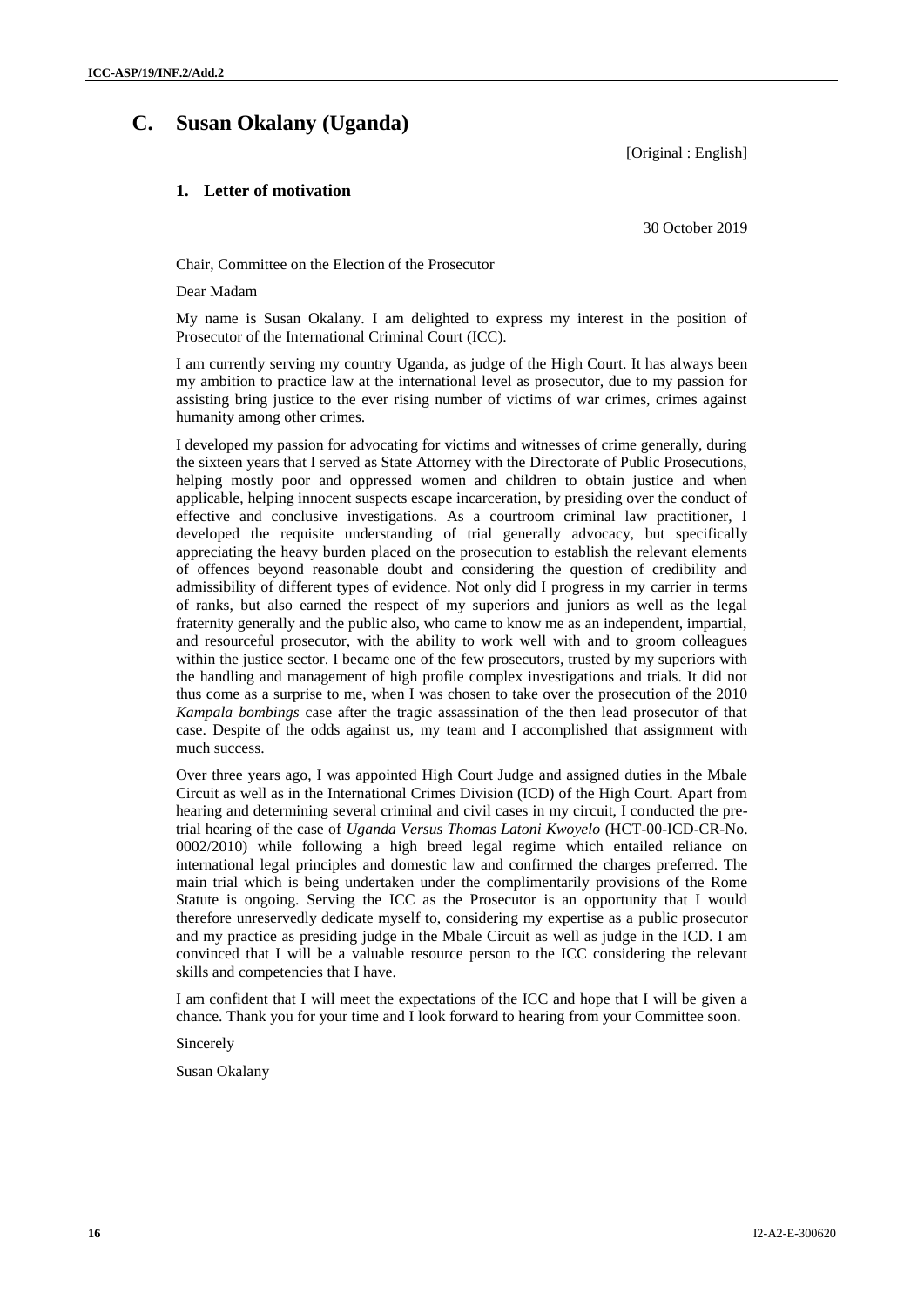## C. Susan Okalany (Uganda)

[Original : English]

### 1. Letter of motivation

30 October 2019

Chair, Committee on the Election of the Prosecutor

Dear Madam

My name is Susan Okalany. I am delighted to express my interest in the position of Prosecutor of the International Criminal Court (ICC).

I am currently serving my country Uganda, as judge of the High Court. It has always been my ambition to practice law at the international level as prosecutor, due to my passion for assisting bring justice to the ever rising number of victims of war crimes, crimes against humanity among other crimes.

I developed my passion for advocating for victims and witnesses of crime generally, during the sixteen years that I served as State Attorney with the Directorate of Public Prosecutions, helping mostly poor and oppressed women and children to obtain justice and when applicable, helping innocent suspects escape incarceration, by presiding over the conduct of effective and conclusive investigations. As a courtroom criminal law practitioner, I developed the requisite understanding of trial generally advocacy, but specifically appreciating the heavy burden placed on the prosecution to establish the relevant elements of offences beyond reasonable doubt and considering the question of credibility and admissibility of different types of evidence. Not only did I progress in my carrier in terms of ranks, but also earned the respect of my superiors and juniors as well as the legal fraternity generally and the public also, who came to know me as an independent, impartial, and resourceful prosecutor, with the ability to work well with and to groom colleagues within the justice sector. I became one of the few prosecutors, trusted by my superiors with the handling and management of high profile complex investigations and trials. It did not thus come as a surprise to me, when I was chosen to take over the prosecution of the 2010 *Kampala bombings* case after the tragic assassination of the then lead prosecutor of that case. Despite of the odds against us, my team and I accomplished that assignment with much success.

Over three years ago, I was appointed High Court Judge and assigned duties in the Mbale Circuit as well as in the International Crimes Division (ICD) of the High Court. Apart from hearing and determining several criminal and civil cases in my circuit, I conducted the pre-trial hearing of the case of *Uganda Versus Thomas Latoni Kwoyelo* (HCT-00-ICD-CR-No. 0002/2010) while following a high breed legal regime which entailed reliance on international legal principles and domestic law and confirmed the charges preferred. The main trial which is being undertaken under the complimentarily provisions of the Rome Statute is ongoing. Serving the ICC as the Prosecutor is an opportunity that I would therefore unreservedly dedicate myself to, considering my expertise as a public prosecutor and my practice as presiding judge in the Mbale Circuit as well as judge in the ICD. I am convinced that I will be a valuable resource person to the ICC considering the relevant skills and competencies that I have.

I am confident that I will meet the expectations of the ICC and hope that I will be given a chance. Thank you for your time and I look forward to hearing from your Committee soon.

Sincerely

Susan Okalany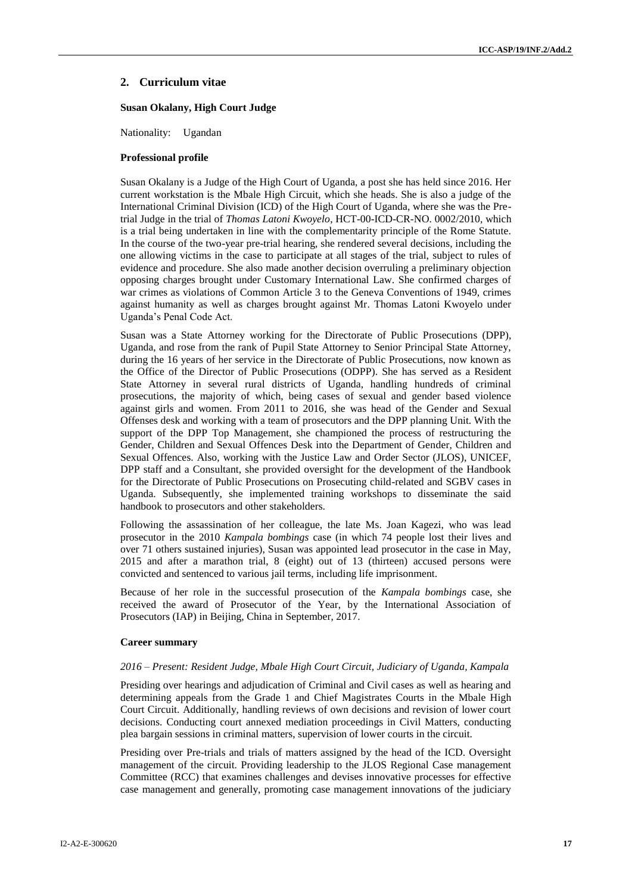## 2. Curriculum vitae

### Susan Okalany, High Court Judge

Nationality: Ugandan

#### Professional profile

Susan Okalany is a Judge of the High Court of Uganda, a post she has held since 2016. Her current workstation is the Mbale High Circuit, which she heads. She is also a judge of the International Criminal Division (ICD) of the High Court of Uganda, where she was the Pre-trial Judge in the trial of *Thomas Latoni Kwoyelo*, HCT-00-ICD-CR-NO. 0002/2010, which is a trial being undertaken in line with the complementarity principle of the Rome Statute. In the course of the two-year pre-trial hearing, she rendered several decisions, including the one allowing victims in the case to participate at all stages of the trial, subject to rules of evidence and procedure. She also made another decision overruling a preliminary objection opposing charges brought under Customary International Law. She confirmed charges of war crimes as violations of Common Article 3 to the Geneva Conventions of 1949, crimes against humanity as well as charges brought against Mr. Thomas Latoni Kwoyelo under Uganda's Penal Code Act.

Susan was a State Attorney working for the Directorate of Public Prosecutions (DPP), Uganda, and rose from the rank of Pupil State Attorney to Senior Principal State Attorney, during the 16 years of her service in the Directorate of Public Prosecutions, now known as the Office of the Director of Public Prosecutions (ODPP). She has served as a Resident State Attorney in several rural districts of Uganda, handling hundreds of criminal prosecutions, the majority of which, being cases of sexual and gender based violence against girls and women. From 2011 to 2016, she was head of the Gender and Sexual Offenses desk and working with a team of prosecutors and the DPP planning Unit. With the support of the DPP Top Management, she championed the process of restructuring the Gender, Children and Sexual Offences Desk into the Department of Gender, Children and Sexual Offences. Also, working with the Justice Law and Order Sector (JLOS), UNICEF, DPP staff and a Consultant, she provided oversight for the development of the Handbook for the Directorate of Public Prosecutions on Prosecuting child-related and SGBV cases in Uganda. Subsequently, she implemented training workshops to disseminate the said handbook to prosecutors and other stakeholders.

Following the assassination of her colleague, the late Ms. Joan Kagezi, who was lead prosecutor in the 2010 *Kampala bombings* case (in which 74 people lost their lives and over 71 others sustained injuries), Susan was appointed lead prosecutor in the case in May, 2015 and after a marathon trial, 8 (eight) out of 13 (thirteen) accused persons were convicted and sentenced to various jail terms, including life imprisonment.

Because of her role in the successful prosecution of the *Kampala bombings* case, she received the award of Prosecutor of the Year, by the International Association of Prosecutors (IAP) in Beijing, China in September, 2017.

#### Career summary

*2016 – Present: Resident Judge, Mbale High Court Circuit, Judiciary of Uganda, Kampala*

Presiding over hearings and adjudication of Criminal and Civil cases as well as hearing and determining appeals from the Grade 1 and Chief Magistrates Courts in the Mbale High Court Circuit. Additionally, handling reviews of own decisions and revision of lower court decisions. Conducting court annexed mediation proceedings in Civil Matters, conducting plea bargain sessions in criminal matters, supervision of lower courts in the circuit.

Presiding over Pre-trials and trials of matters assigned by the head of the ICD. Oversight management of the circuit. Providing leadership to the JLOS Regional Case management Committee (RCC) that examines challenges and devises innovative processes for effective case management and generally, promoting case management innovations of the judiciary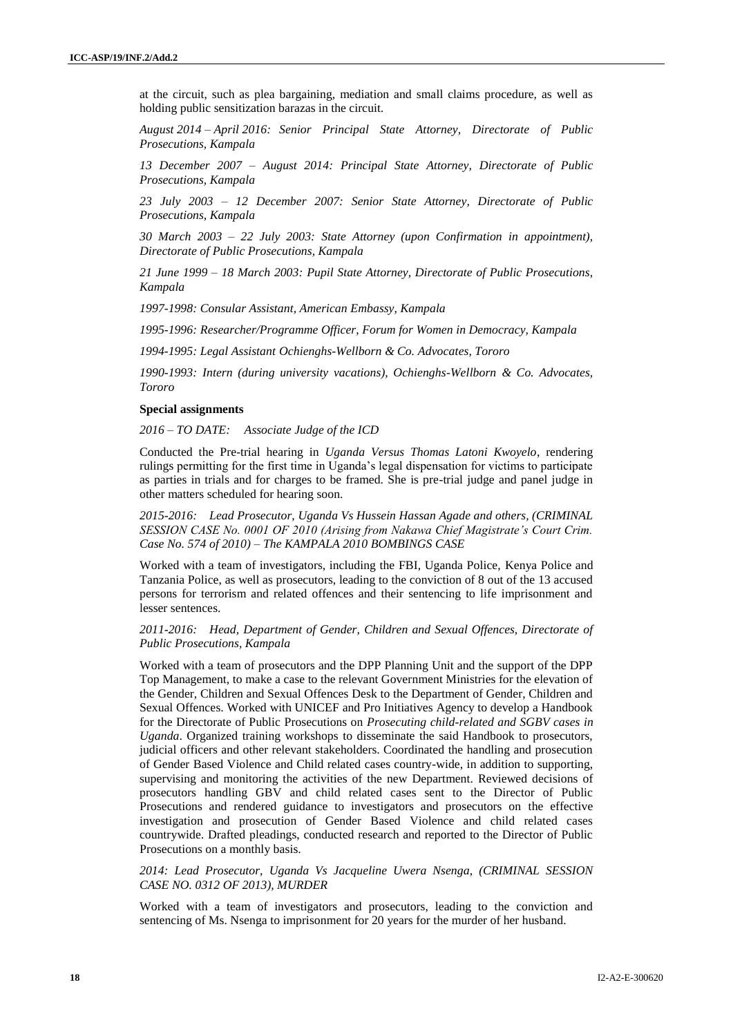at the circuit, such as plea bargaining, mediation and small claims procedure, as well as holding public sensitization barazas in the circuit.

*August 2014 – April 2016: Senior Principal State Attorney, Directorate of Public Prosecutions, Kampala*

*13 December 2007 – August 2014: Principal State Attorney, Directorate of Public Prosecutions, Kampala*

*23 July 2003 – 12 December 2007: Senior State Attorney, Directorate of Public Prosecutions, Kampala*

*30 March 2003 – 22 July 2003: State Attorney (upon Confirmation in appointment), Directorate of Public Prosecutions, Kampala*

*21 June 1999 – 18 March 2003: Pupil State Attorney, Directorate of Public Prosecutions, Kampala*

*1997-1998: Consular Assistant, American Embassy, Kampala*

*1995-1996: Researcher/Programme Officer, Forum for Women in Democracy, Kampala*

*1994-1995: Legal Assistant Ochienghs-Wellborn & Co. Advocates, Tororo*

*1990-1993: Intern (during university vacations), Ochienghs-Wellborn & Co. Advocates, Tororo*

**Special assignments**

*2016 – TO DATE: Associate Judge of the ICD*

Conducted the Pre-trial hearing in *Uganda Versus Thomas Latoni Kwoyelo*, rendering rulings permitting for the first time in Uganda's legal dispensation for victims to participate as parties in trials and for charges to be framed. She is pre-trial judge and panel judge in other matters scheduled for hearing soon.

*2015-2016: Lead Prosecutor, Uganda Vs Hussein Hassan Agade and others, (CRIMINAL SESSION CASE No. 0001 OF 2010 (Arising from Nakawa Chief Magistrate's Court Crim. Case No. 574 of 2010) – The KAMPALA 2010 BOMBINGS CASE*

Worked with a team of investigators, including the FBI, Uganda Police, Kenya Police and Tanzania Police, as well as prosecutors, leading to the conviction of 8 out of the 13 accused persons for terrorism and related offences and their sentencing to life imprisonment and lesser sentences.

*2011-2016: Head, Department of Gender, Children and Sexual Offences, Directorate of Public Prosecutions, Kampala*

Worked with a team of prosecutors and the DPP Planning Unit and the support of the DPP Top Management, to make a case to the relevant Government Ministries for the elevation of the Gender, Children and Sexual Offences Desk to the Department of Gender, Children and Sexual Offences. Worked with UNICEF and Pro Initiatives Agency to develop a Handbook for the Directorate of Public Prosecutions on *Prosecuting child-related and SGBV cases in Uganda*. Organized training workshops to disseminate the said Handbook to prosecutors, judicial officers and other relevant stakeholders. Coordinated the handling and prosecution of Gender Based Violence and Child related cases country-wide, in addition to supporting, supervising and monitoring the activities of the new Department. Reviewed decisions of prosecutors handling GBV and child related cases sent to the Director of Public Prosecutions and rendered guidance to investigators and prosecutors on the effective investigation and prosecution of Gender Based Violence and child related cases countrywide. Drafted pleadings, conducted research and reported to the Director of Public Prosecutions on a monthly basis.

*2014: Lead Prosecutor, Uganda Vs Jacqueline Uwera Nsenga, (CRIMINAL SESSION CASE NO. 0312 OF 2013), MURDER*

Worked with a team of investigators and prosecutors, leading to the conviction and sentencing of Ms. Nsenga to imprisonment for 20 years for the murder of her husband.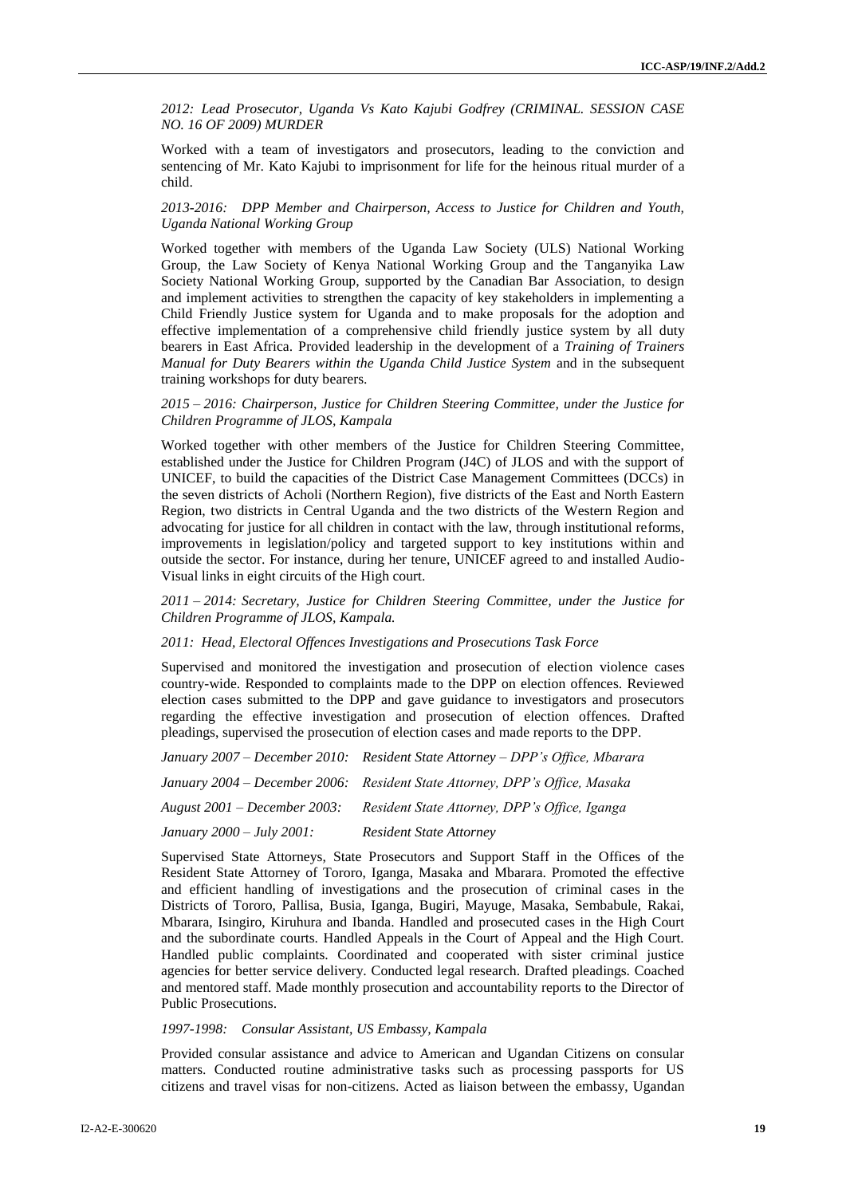*2012: Lead Prosecutor, Uganda Vs Kato Kajubi Godfrey (CRIMINAL. SESSION CASE NO. 16 OF 2009) MURDER*

Worked with a team of investigators and prosecutors, leading to the conviction and sentencing of Mr. Kato Kajubi to imprisonment for life for the heinous ritual murder of a child.

*2013-2016: DPP Member and Chairperson, Access to Justice for Children and Youth, Uganda National Working Group*

Worked together with members of the Uganda Law Society (ULS) National Working Group, the Law Society of Kenya National Working Group and the Tanganyika Law Society National Working Group, supported by the Canadian Bar Association, to design and implement activities to strengthen the capacity of key stakeholders in implementing a Child Friendly Justice system for Uganda and to make proposals for the adoption and effective implementation of a comprehensive child friendly justice system by all duty bearers in East Africa. Provided leadership in the development of a *Training of Trainers Manual for Duty Bearers within the Uganda Child Justice System* and in the subsequent training workshops for duty bearers.

*2015 – 2016: Chairperson, Justice for Children Steering Committee, under the Justice for Children Programme of JLOS, Kampala*

Worked together with other members of the Justice for Children Steering Committee, established under the Justice for Children Program (J4C) of JLOS and with the support of UNICEF, to build the capacities of the District Case Management Committees (DCCs) in the seven districts of Acholi (Northern Region), five districts of the East and North Eastern Region, two districts in Central Uganda and the two districts of the Western Region and advocating for justice for all children in contact with the law, through institutional reforms, improvements in legislation/policy and targeted support to key institutions within and outside the sector. For instance, during her tenure, UNICEF agreed to and installed Audio-Visual links in eight circuits of the High court.

*2011 – 2014: Secretary, Justice for Children Steering Committee, under the Justice for Children Programme of JLOS, Kampala.*

*2011: Head, Electoral Offences Investigations and Prosecutions Task Force*

Supervised and monitored the investigation and prosecution of election violence cases country-wide. Responded to complaints made to the DPP on election offences. Reviewed election cases submitted to the DPP and gave guidance to investigators and prosecutors regarding the effective investigation and prosecution of election offences. Drafted pleadings, supervised the prosecution of election cases and made reports to the DPP.

*January 2007 – December 2010: Resident State Attorney – DPP's Office, Mbarara*

*January 2004 – December 2006: Resident State Attorney, DPP's Office, Masaka*

*August 2001 – December 2003: Resident State Attorney, DPP's Office, Iganga*

*January 2000 – July 2001: Resident State Attorney*

Supervised State Attorneys, State Prosecutors and Support Staff in the Offices of the Resident State Attorney of Tororo, Iganga, Masaka and Mbarara. Promoted the effective and efficient handling of investigations and the prosecution of criminal cases in the Districts of Tororo, Pallisa, Busia, Iganga, Bugiri, Mayuge, Masaka, Sembabule, Rakai, Mbarara, Isingiro, Kiruhura and Ibanda. Handled and prosecuted cases in the High Court and the subordinate courts. Handled Appeals in the Court of Appeal and the High Court. Handled public complaints. Coordinated and cooperated with sister criminal justice agencies for better service delivery. Conducted legal research. Drafted pleadings. Coached and mentored staff. Made monthly prosecution and accountability reports to the Director of Public Prosecutions.

*1997-1998: Consular Assistant, US Embassy, Kampala*

Provided consular assistance and advice to American and Ugandan Citizens on consular matters. Conducted routine administrative tasks such as processing passports for US citizens and travel visas for non-citizens. Acted as liaison between the embassy, Ugandan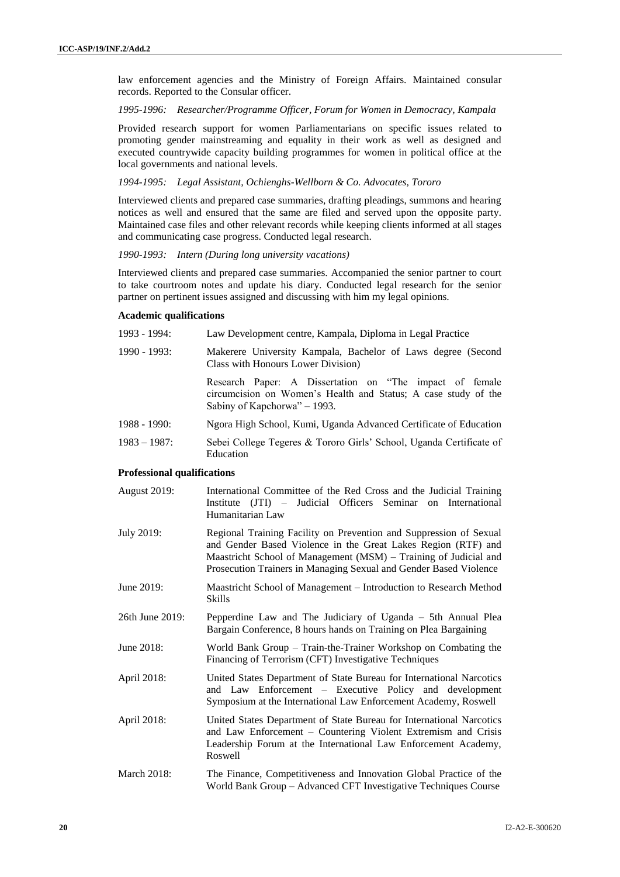law enforcement agencies and the Ministry of Foreign Affairs. Maintained consular records. Reported to the Consular officer.

*1995-1996: Researcher/Programme Officer, Forum for Women in Democracy, Kampala*

Provided research support for women Parliamentarians on specific issues related to promoting gender mainstreaming and equality in their work as well as designed and executed countrywide capacity building programmes for women in political office at the local governments and national levels.

*1994-1995: Legal Assistant, Ochienghs-Wellborn & Co. Advocates, Tororo*

Interviewed clients and prepared case summaries, drafting pleadings, summons and hearing notices as well and ensured that the same are filed and served upon the opposite party. Maintained case files and other relevant records while keeping clients informed at all stages and communicating case progress. Conducted legal research.

*1990-1993: Intern (During long university vacations)*

Interviewed clients and prepared case summaries. Accompanied the senior partner to court to take courtroom notes and update his diary. Conducted legal research for the senior partner on pertinent issues assigned and discussing with him my legal opinions.

**Academic qualifications**

| | |
|---|---|
| 1993 - 1994: | Law Development centre, Kampala, Diploma in Legal Practice |
| 1990 - 1993: | Makerere University Kampala, Bachelor of Laws degree (Second Class with Honours Lower Division) |
| | Research Paper: A Dissertation on "The impact of female circumcision on Women's Health and Status; A case study of the Sabiny of Kapchorwa" – 1993. |
| 1988 - 1990: | Ngora High School, Kumi, Uganda Advanced Certificate of Education |
| 1983 – 1987: | Sebei College Tegeres & Tororo Girls' School, Uganda Certificate of Education |

**Professional qualifications**

| | |
|---|---|
| August 2019: | International Committee of the Red Cross and the Judicial Training Institute (JTI) – Judicial Officers Seminar on International Humanitarian Law |
| July 2019: | Regional Training Facility on Prevention and Suppression of Sexual and Gender Based Violence in the Great Lakes Region (RTF) and Maastricht School of Management (MSM) – Training of Judicial and Prosecution Trainers in Managing Sexual and Gender Based Violence |
| June 2019: | Maastricht School of Management – Introduction to Research Method Skills |
| 26th June 2019: | Pepperdine Law and The Judiciary of Uganda – 5th Annual Plea Bargain Conference, 8 hours hands on Training on Plea Bargaining |
| June 2018: | World Bank Group – Train-the-Trainer Workshop on Combating the Financing of Terrorism (CFT) Investigative Techniques |
| April 2018: | United States Department of State Bureau for International Narcotics and Law Enforcement – Executive Policy and development Symposium at the International Law Enforcement Academy, Roswell |
| April 2018: | United States Department of State Bureau for International Narcotics and Law Enforcement – Countering Violent Extremism and Crisis Leadership Forum at the International Law Enforcement Academy, Roswell |
| March 2018: | The Finance, Competitiveness and Innovation Global Practice of the World Bank Group – Advanced CFT Investigative Techniques Course |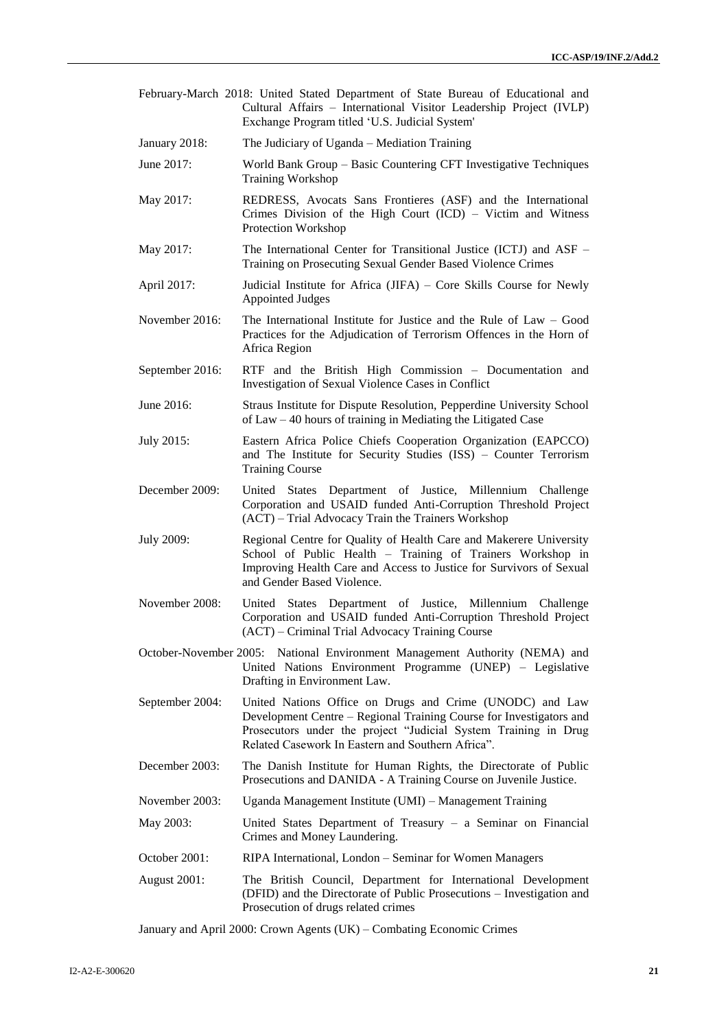February-March 2018: United Stated Department of State Bureau of Educational and Cultural Affairs – International Visitor Leadership Project (IVLP) Exchange Program titled 'U.S. Judicial System'

January 2018: The Judiciary of Uganda – Mediation Training

June 2017: World Bank Group – Basic Countering CFT Investigative Techniques Training Workshop

May 2017: REDRESS, Avocats Sans Frontieres (ASF) and the International Crimes Division of the High Court (ICD) – Victim and Witness Protection Workshop

May 2017: The International Center for Transitional Justice (ICTJ) and ASF – Training on Prosecuting Sexual Gender Based Violence Crimes

April 2017: Judicial Institute for Africa (JIFA) – Core Skills Course for Newly Appointed Judges

November 2016: The International Institute for Justice and the Rule of Law – Good Practices for the Adjudication of Terrorism Offences in the Horn of Africa Region

September 2016: RTF and the British High Commission – Documentation and Investigation of Sexual Violence Cases in Conflict

June 2016: Straus Institute for Dispute Resolution, Pepperdine University School of Law – 40 hours of training in Mediating the Litigated Case

July 2015: Eastern Africa Police Chiefs Cooperation Organization (EAPCCO) and The Institute for Security Studies (ISS) – Counter Terrorism Training Course

December 2009: United States Department of Justice, Millennium Challenge Corporation and USAID funded Anti-Corruption Threshold Project (ACT) – Trial Advocacy Train the Trainers Workshop

July 2009: Regional Centre for Quality of Health Care and Makerere University School of Public Health – Training of Trainers Workshop in Improving Health Care and Access to Justice for Survivors of Sexual and Gender Based Violence.

November 2008: United States Department of Justice, Millennium Challenge Corporation and USAID funded Anti-Corruption Threshold Project (ACT) – Criminal Trial Advocacy Training Course

October-November 2005: National Environment Management Authority (NEMA) and United Nations Environment Programme (UNEP) – Legislative Drafting in Environment Law.

September 2004: United Nations Office on Drugs and Crime (UNODC) and Law Development Centre – Regional Training Course for Investigators and Prosecutors under the project "Judicial System Training in Drug Related Casework In Eastern and Southern Africa".

December 2003: The Danish Institute for Human Rights, the Directorate of Public Prosecutions and DANIDA - A Training Course on Juvenile Justice.

November 2003: Uganda Management Institute (UMI) – Management Training

May 2003: United States Department of Treasury – a Seminar on Financial Crimes and Money Laundering.

October 2001: RIPA International, London – Seminar for Women Managers

August 2001: The British Council, Department for International Development (DFID) and the Directorate of Public Prosecutions – Investigation and Prosecution of drugs related crimes

January and April 2000: Crown Agents (UK) – Combating Economic Crimes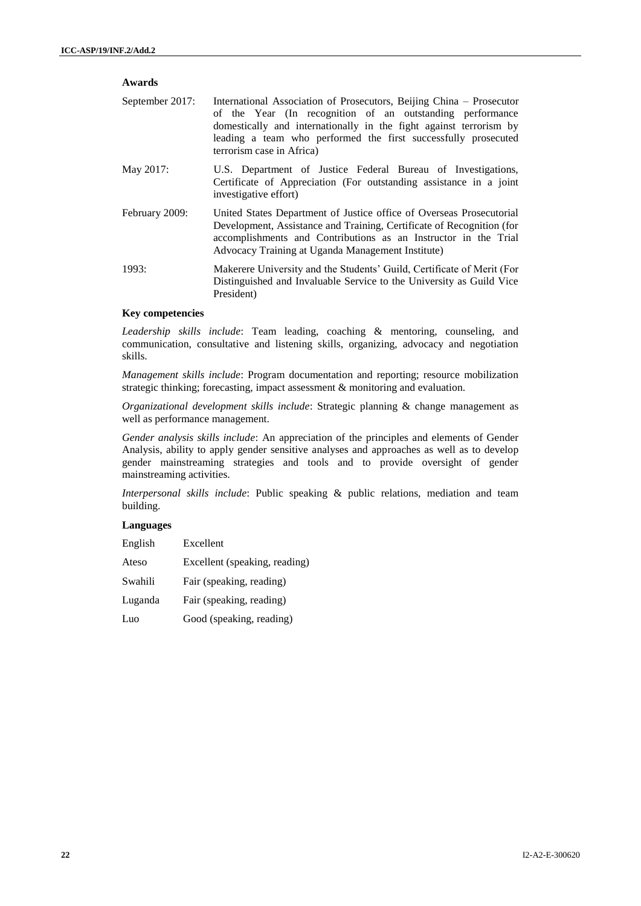**Awards**

| | |
|---|---|
| September 2017: | International Association of Prosecutors, Beijing China – Prosecutor of the Year (In recognition of an outstanding performance domestically and internationally in the fight against terrorism by leading a team who performed the first successfully prosecuted terrorism case in Africa) |
| May 2017: | U.S. Department of Justice Federal Bureau of Investigations, Certificate of Appreciation (For outstanding assistance in a joint investigative effort) |
| February 2009: | United States Department of Justice office of Overseas Prosecutorial Development, Assistance and Training, Certificate of Recognition (for accomplishments and Contributions as an Instructor in the Trial Advocacy Training at Uganda Management Institute) |
| 1993: | Makerere University and the Students' Guild, Certificate of Merit (For Distinguished and Invaluable Service to the University as Guild Vice President) |

**Key competencies**

*Leadership skills include*: Team leading, coaching & mentoring, counseling, and communication, consultative and listening skills, organizing, advocacy and negotiation skills.

*Management skills include*: Program documentation and reporting; resource mobilization strategic thinking; forecasting, impact assessment & monitoring and evaluation.

*Organizational development skills include*: Strategic planning & change management as well as performance management.

*Gender analysis skills include*: An appreciation of the principles and elements of Gender Analysis, ability to apply gender sensitive analyses and approaches as well as to develop gender mainstreaming strategies and tools and to provide oversight of gender mainstreaming activities.

*Interpersonal skills include*: Public speaking & public relations, mediation and team building.

**Languages**

| | |
|---|---|
| English | Excellent |
| Ateso | Excellent (speaking, reading) |
| Swahili | Fair (speaking, reading) |
| Luganda | Fair (speaking, reading) |
| Luo | Good (speaking, reading) |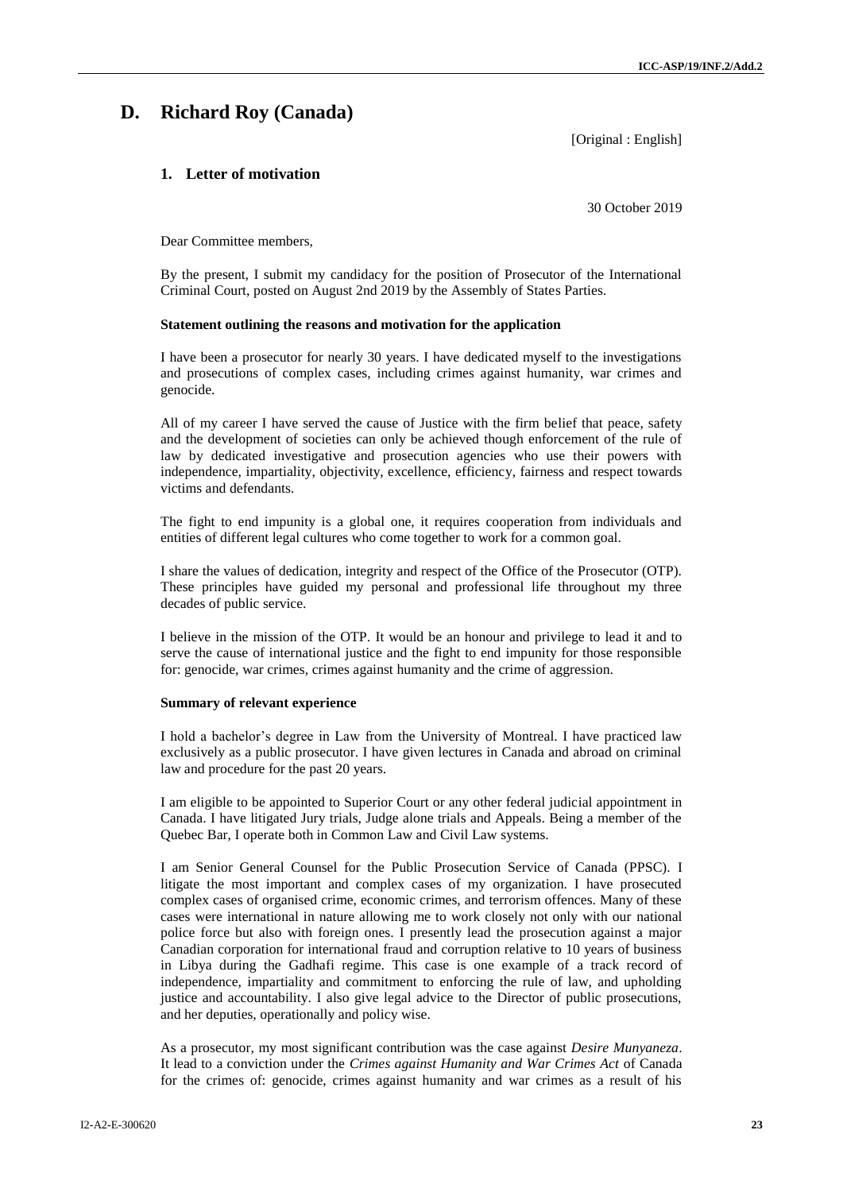## D. Richard Roy (Canada)

[Original : English]

### 1. Letter of motivation

30 October 2019

Dear Committee members,

By the present, I submit my candidacy for the position of Prosecutor of the International Criminal Court, posted on August 2nd 2019 by the Assembly of States Parties.

**Statement outlining the reasons and motivation for the application**

I have been a prosecutor for nearly 30 years. I have dedicated myself to the investigations and prosecutions of complex cases, including crimes against humanity, war crimes and genocide.

All of my career I have served the cause of Justice with the firm belief that peace, safety and the development of societies can only be achieved though enforcement of the rule of law by dedicated investigative and prosecution agencies who use their powers with independence, impartiality, objectivity, excellence, efficiency, fairness and respect towards victims and defendants.

The fight to end impunity is a global one, it requires cooperation from individuals and entities of different legal cultures who come together to work for a common goal.

I share the values of dedication, integrity and respect of the Office of the Prosecutor (OTP). These principles have guided my personal and professional life throughout my three decades of public service.

I believe in the mission of the OTP. It would be an honour and privilege to lead it and to serve the cause of international justice and the fight to end impunity for those responsible for: genocide, war crimes, crimes against humanity and the crime of aggression.

**Summary of relevant experience**

I hold a bachelor's degree in Law from the University of Montreal. I have practiced law exclusively as a public prosecutor. I have given lectures in Canada and abroad on criminal law and procedure for the past 20 years.

I am eligible to be appointed to Superior Court or any other federal judicial appointment in Canada. I have litigated Jury trials, Judge alone trials and Appeals. Being a member of the Quebec Bar, I operate both in Common Law and Civil Law systems.

I am Senior General Counsel for the Public Prosecution Service of Canada (PPSC). I litigate the most important and complex cases of my organization. I have prosecuted complex cases of organised crime, economic crimes, and terrorism offences. Many of these cases were international in nature allowing me to work closely not only with our national police force but also with foreign ones. I presently lead the prosecution against a major Canadian corporation for international fraud and corruption relative to 10 years of business in Libya during the Gadhafi regime. This case is one example of a track record of independence, impartiality and commitment to enforcing the rule of law, and upholding justice and accountability. I also give legal advice to the Director of public prosecutions, and her deputies, operationally and policy wise.

As a prosecutor, my most significant contribution was the case against *Desire Munyaneza*. It lead to a conviction under the *Crimes against Humanity and War Crimes Act* of Canada for the crimes of: genocide, crimes against humanity and war crimes as a result of his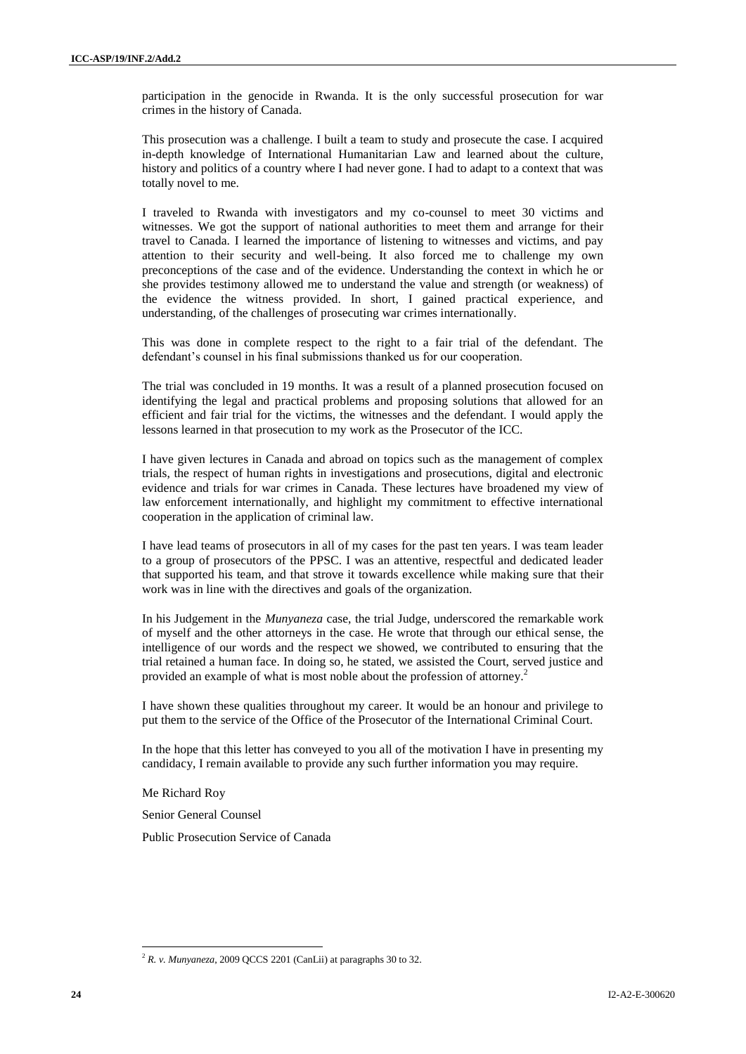participation in the genocide in Rwanda. It is the only successful prosecution for war crimes in the history of Canada.

This prosecution was a challenge. I built a team to study and prosecute the case. I acquired in-depth knowledge of International Humanitarian Law and learned about the culture, history and politics of a country where I had never gone. I had to adapt to a context that was totally novel to me.

I traveled to Rwanda with investigators and my co-counsel to meet 30 victims and witnesses. We got the support of national authorities to meet them and arrange for their travel to Canada. I learned the importance of listening to witnesses and victims, and pay attention to their security and well-being. It also forced me to challenge my own preconceptions of the case and of the evidence. Understanding the context in which he or she provides testimony allowed me to understand the value and strength (or weakness) of the evidence the witness provided. In short, I gained practical experience, and understanding, of the challenges of prosecuting war crimes internationally.

This was done in complete respect to the right to a fair trial of the defendant. The defendant's counsel in his final submissions thanked us for our cooperation.

The trial was concluded in 19 months. It was a result of a planned prosecution focused on identifying the legal and practical problems and proposing solutions that allowed for an efficient and fair trial for the victims, the witnesses and the defendant. I would apply the lessons learned in that prosecution to my work as the Prosecutor of the ICC.

I have given lectures in Canada and abroad on topics such as the management of complex trials, the respect of human rights in investigations and prosecutions, digital and electronic evidence and trials for war crimes in Canada. These lectures have broadened my view of law enforcement internationally, and highlight my commitment to effective international cooperation in the application of criminal law.

I have lead teams of prosecutors in all of my cases for the past ten years. I was team leader to a group of prosecutors of the PPSC. I was an attentive, respectful and dedicated leader that supported his team, and that strove it towards excellence while making sure that their work was in line with the directives and goals of the organization.

In his Judgement in the *Munyaneza* case, the trial Judge, underscored the remarkable work of myself and the other attorneys in the case. He wrote that through our ethical sense, the intelligence of our words and the respect we showed, we contributed to ensuring that the trial retained a human face. In doing so, he stated, we assisted the Court, served justice and provided an example of what is most noble about the profession of attorney.[2]

I have shown these qualities throughout my career. It would be an honour and privilege to put them to the service of the Office of the Prosecutor of the International Criminal Court.

In the hope that this letter has conveyed to you all of the motivation I have in presenting my candidacy, I remain available to provide any such further information you may require.

Me Richard Roy

Senior General Counsel

Public Prosecution Service of Canada

---

[2] *R. v. Munyaneza*, 2009 QCCS 2201 (CanLii) at paragraphs 30 to 32.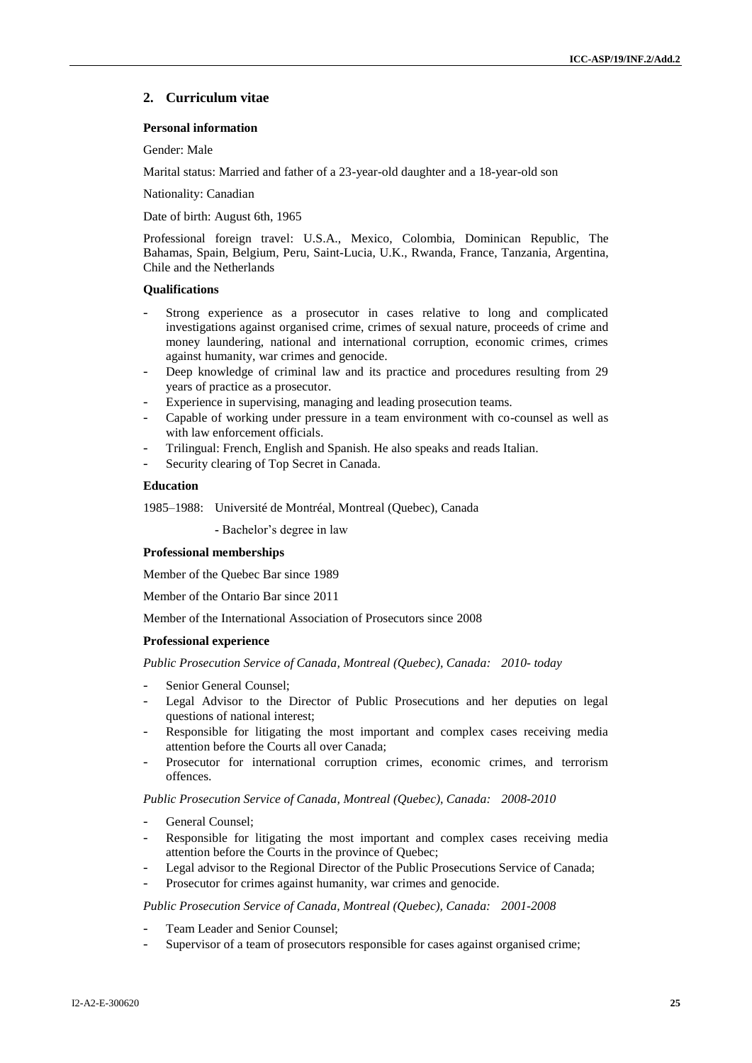## 2. Curriculum vitae

### Personal information

Gender: Male

Marital status: Married and father of a 23-year-old daughter and a 18-year-old son

Nationality: Canadian

Date of birth: August 6th, 1965

Professional foreign travel: U.S.A., Mexico, Colombia, Dominican Republic, The Bahamas, Spain, Belgium, Peru, Saint-Lucia, U.K., Rwanda, France, Tanzania, Argentina, Chile and the Netherlands

### Qualifications

- Strong experience as a prosecutor in cases relative to long and complicated investigations against organised crime, crimes of sexual nature, proceeds of crime and money laundering, national and international corruption, economic crimes, crimes against humanity, war crimes and genocide.
- Deep knowledge of criminal law and its practice and procedures resulting from 29 years of practice as a prosecutor.
- Experience in supervising, managing and leading prosecution teams.
- Capable of working under pressure in a team environment with co-counsel as well as with law enforcement officials.
- Trilingual: French, English and Spanish. He also speaks and reads Italian.
- Security clearing of Top Secret in Canada.

### Education

1985–1988: Université de Montréal, Montreal (Quebec), Canada

- Bachelor's degree in law

### Professional memberships

Member of the Quebec Bar since 1989

Member of the Ontario Bar since 2011

Member of the International Association of Prosecutors since 2008

### Professional experience

*Public Prosecution Service of Canada, Montreal (Quebec), Canada: 2010- today*

- Senior General Counsel;
- Legal Advisor to the Director of Public Prosecutions and her deputies on legal questions of national interest;
- Responsible for litigating the most important and complex cases receiving media attention before the Courts all over Canada;
- Prosecutor for international corruption crimes, economic crimes, and terrorism offences.

*Public Prosecution Service of Canada, Montreal (Quebec), Canada: 2008-2010*

- General Counsel;
- Responsible for litigating the most important and complex cases receiving media attention before the Courts in the province of Quebec;
- Legal advisor to the Regional Director of the Public Prosecutions Service of Canada;
- Prosecutor for crimes against humanity, war crimes and genocide.

*Public Prosecution Service of Canada, Montreal (Quebec), Canada: 2001-2008*

- Team Leader and Senior Counsel;
- Supervisor of a team of prosecutors responsible for cases against organised crime;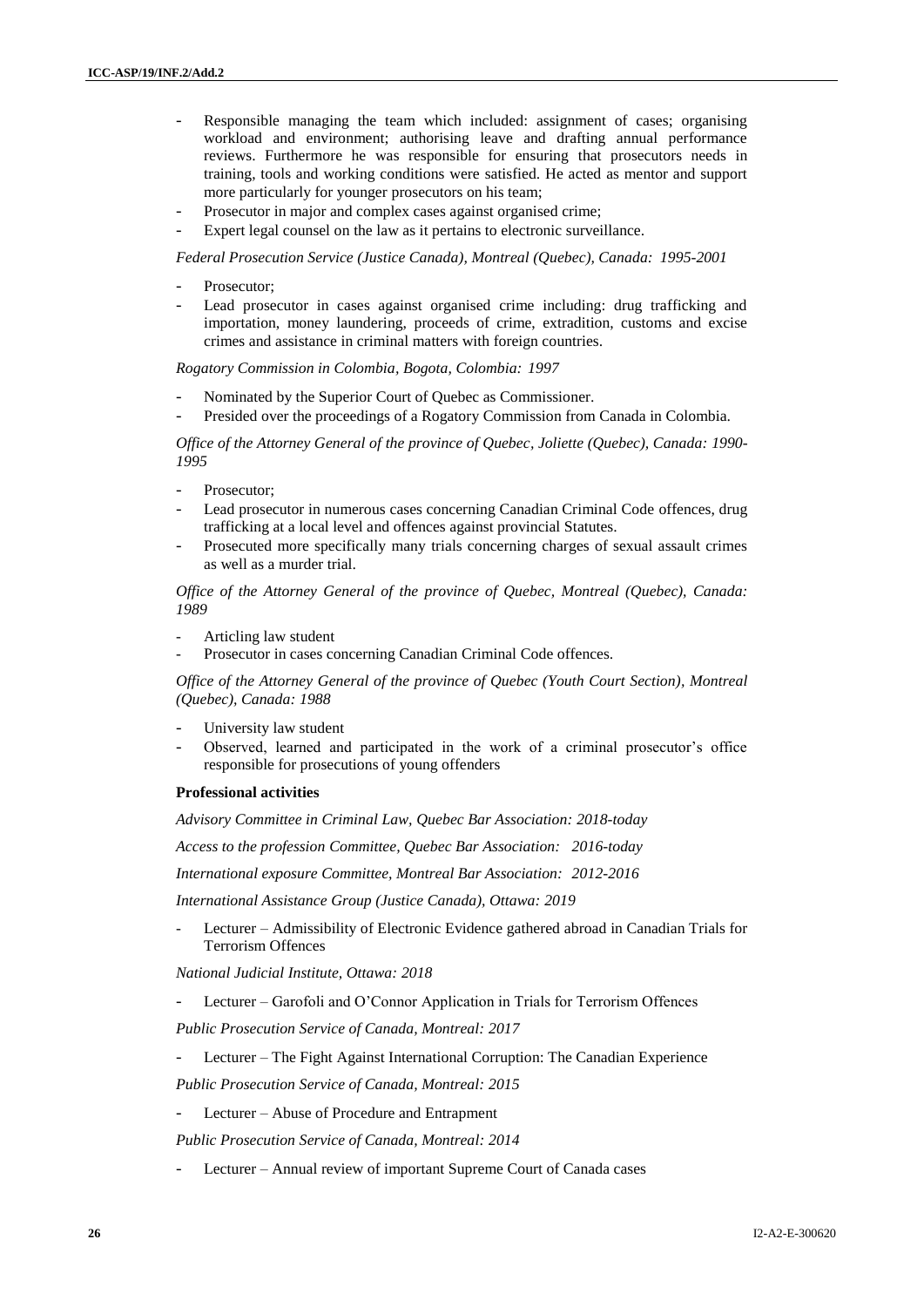- Responsible managing the team which included: assignment of cases; organising workload and environment; authorising leave and drafting annual performance reviews. Furthermore he was responsible for ensuring that prosecutors needs in training, tools and working conditions were satisfied. He acted as mentor and support more particularly for younger prosecutors on his team;
- Prosecutor in major and complex cases against organised crime;
- Expert legal counsel on the law as it pertains to electronic surveillance.

*Federal Prosecution Service (Justice Canada), Montreal (Quebec), Canada: 1995-2001*

- Prosecutor;
- Lead prosecutor in cases against organised crime including: drug trafficking and importation, money laundering, proceeds of crime, extradition, customs and excise crimes and assistance in criminal matters with foreign countries.

*Rogatory Commission in Colombia, Bogota, Colombia: 1997*

- Nominated by the Superior Court of Quebec as Commissioner.
- Presided over the proceedings of a Rogatory Commission from Canada in Colombia.

*Office of the Attorney General of the province of Quebec, Joliette (Quebec), Canada: 1990-1995*

- Prosecutor;
- Lead prosecutor in numerous cases concerning Canadian Criminal Code offences, drug trafficking at a local level and offences against provincial Statutes.
- Prosecuted more specifically many trials concerning charges of sexual assault crimes as well as a murder trial.

*Office of the Attorney General of the province of Quebec, Montreal (Quebec), Canada: 1989*

- Articling law student
- Prosecutor in cases concerning Canadian Criminal Code offences.

*Office of the Attorney General of the province of Quebec (Youth Court Section), Montreal (Quebec), Canada: 1988*

- University law student
- Observed, learned and participated in the work of a criminal prosecutor's office responsible for prosecutions of young offenders

**Professional activities**

*Advisory Committee in Criminal Law, Quebec Bar Association: 2018-today*

*Access to the profession Committee, Quebec Bar Association: 2016-today*

*International exposure Committee, Montreal Bar Association: 2012-2016*

*International Assistance Group (Justice Canada), Ottawa: 2019*

- Lecturer – Admissibility of Electronic Evidence gathered abroad in Canadian Trials for Terrorism Offences

*National Judicial Institute, Ottawa: 2018*

- Lecturer – Garofoli and O'Connor Application in Trials for Terrorism Offences

*Public Prosecution Service of Canada, Montreal: 2017*

- Lecturer – The Fight Against International Corruption: The Canadian Experience

*Public Prosecution Service of Canada, Montreal: 2015*

- Lecturer – Abuse of Procedure and Entrapment

*Public Prosecution Service of Canada, Montreal: 2014*

- Lecturer – Annual review of important Supreme Court of Canada cases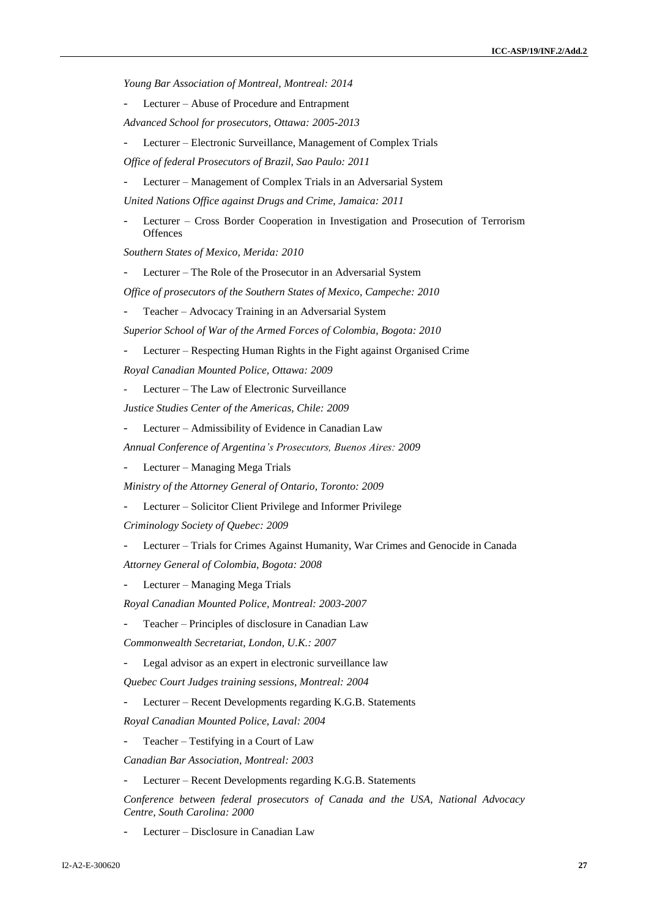*Young Bar Association of Montreal, Montreal: 2014*

- Lecturer – Abuse of Procedure and Entrapment

*Advanced School for prosecutors, Ottawa: 2005-2013*

- Lecturer – Electronic Surveillance, Management of Complex Trials

*Office of federal Prosecutors of Brazil, Sao Paulo: 2011*

- Lecturer – Management of Complex Trials in an Adversarial System

*United Nations Office against Drugs and Crime, Jamaica: 2011*

- Lecturer – Cross Border Cooperation in Investigation and Prosecution of Terrorism Offences

*Southern States of Mexico, Merida: 2010*

- Lecturer – The Role of the Prosecutor in an Adversarial System

*Office of prosecutors of the Southern States of Mexico, Campeche: 2010*

- Teacher – Advocacy Training in an Adversarial System

*Superior School of War of the Armed Forces of Colombia, Bogota: 2010*

- Lecturer – Respecting Human Rights in the Fight against Organised Crime

*Royal Canadian Mounted Police, Ottawa: 2009*

- Lecturer – The Law of Electronic Surveillance

*Justice Studies Center of the Americas, Chile: 2009*

- Lecturer – Admissibility of Evidence in Canadian Law

*Annual Conference of Argentina's Prosecutors, Buenos Aires: 2009*

- Lecturer – Managing Mega Trials

*Ministry of the Attorney General of Ontario, Toronto: 2009*

- Lecturer – Solicitor Client Privilege and Informer Privilege

*Criminology Society of Quebec: 2009*

- Lecturer – Trials for Crimes Against Humanity, War Crimes and Genocide in Canada

*Attorney General of Colombia, Bogota: 2008*

- Lecturer – Managing Mega Trials

*Royal Canadian Mounted Police, Montreal: 2003-2007*

- Teacher – Principles of disclosure in Canadian Law

*Commonwealth Secretariat, London, U.K.: 2007*

- Legal advisor as an expert in electronic surveillance law

*Quebec Court Judges training sessions, Montreal: 2004*

- Lecturer – Recent Developments regarding K.G.B. Statements

*Royal Canadian Mounted Police, Laval: 2004*

- Teacher – Testifying in a Court of Law

*Canadian Bar Association, Montreal: 2003*

- Lecturer – Recent Developments regarding K.G.B. Statements

*Conference between federal prosecutors of Canada and the USA, National Advocacy Centre, South Carolina: 2000*

- Lecturer – Disclosure in Canadian Law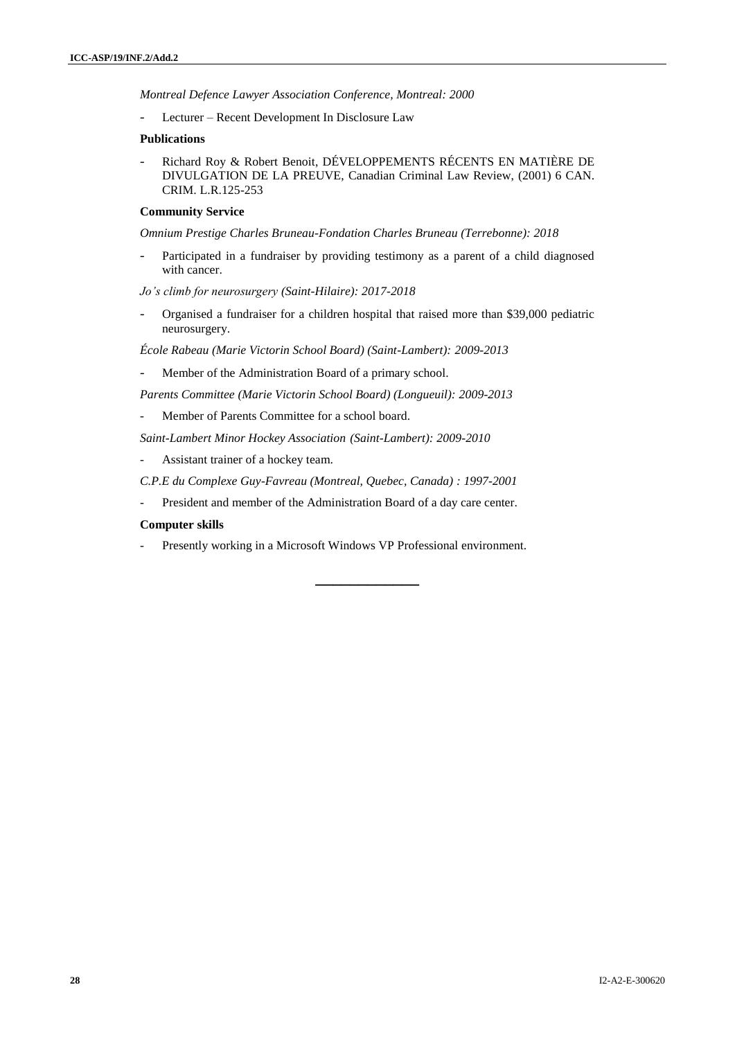*Montreal Defence Lawyer Association Conference, Montreal: 2000*

- Lecturer – Recent Development In Disclosure Law

**Publications**

- Richard Roy & Robert Benoit, DÉVELOPPEMENTS RÉCENTS EN MATIÈRE DE DIVULGATION DE LA PREUVE, Canadian Criminal Law Review, (2001) 6 CAN. CRIM. L.R.125-253

**Community Service**

*Omnium Prestige Charles Bruneau-Fondation Charles Bruneau (Terrebonne): 2018*

- Participated in a fundraiser by providing testimony as a parent of a child diagnosed with cancer.

*Jo's climb for neurosurgery (Saint-Hilaire): 2017-2018*

- Organised a fundraiser for a children hospital that raised more than $39,000 pediatric neurosurgery.

*École Rabeau (Marie Victorin School Board) (Saint-Lambert): 2009-2013*

- Member of the Administration Board of a primary school.

*Parents Committee (Marie Victorin School Board) (Longueuil): 2009-2013*

- Member of Parents Committee for a school board.

*Saint-Lambert Minor Hockey Association (Saint-Lambert): 2009-2010*

- Assistant trainer of a hockey team.

*C.P.E du Complexe Guy-Favreau (Montreal, Quebec, Canada) : 1997-2001*

- President and member of the Administration Board of a day care center.

**Computer skills**

- Presently working in a Microsoft Windows VP Professional environment.

---